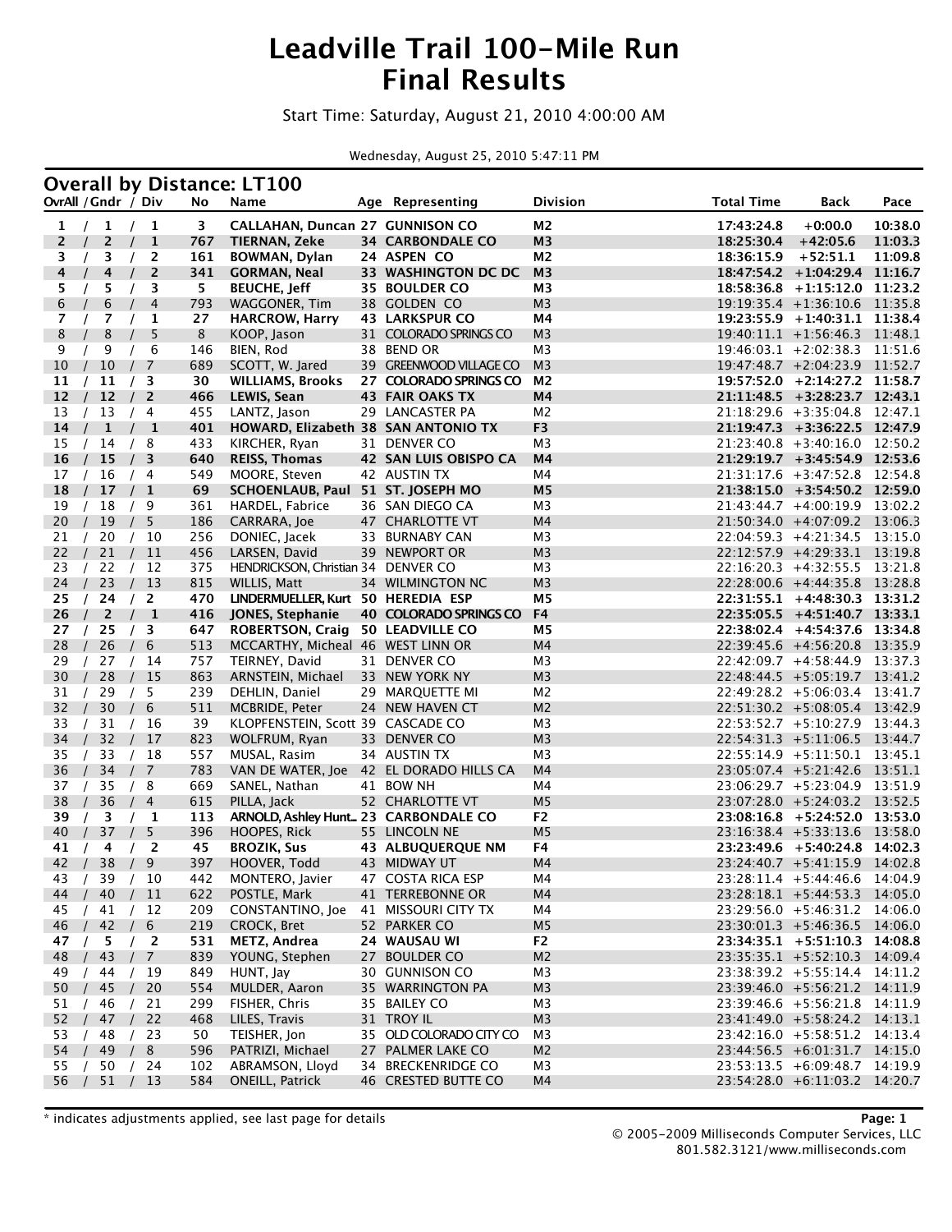# Leadville Trail 100-Mile Run
# Final Results

Start Time: Saturday, August 21, 2010 4:00:00 AM

Wednesday, August 25, 2010 5:47:11 PM

## Overall by Distance: LT100

| OvrAll / Gndr / Div | No | Name | Age | Representing | Division | Total Time | Back | Pace |
|---|---|---|---|---|---|---|---|---|
| **1 / 1 / 1** | **3** | **CALLAHAN, Duncan** | **27** | **GUNNISON CO** | **M2** | **17:43:24.8** | **+0:00.0** | **10:38.0** |
| **2 / 2 / 1** | **767** | **TIERNAN, Zeke** | **34** | **CARBONDALE CO** | **M3** | **18:25:30.4** | **+42:05.6** | **11:03.3** |
| **3 / 3 / 2** | **161** | **BOWMAN, Dylan** | **24** | **ASPEN CO** | **M2** | **18:36:15.9** | **+52:51.1** | **11:09.8** |
| **4 / 4 / 2** | **341** | **GORMAN, Neal** | **33** | **WASHINGTON DC DC** | **M3** | **18:47:54.2** | **+1:04:29.4** | **11:16.7** |
| **5 / 5 / 3** | **5** | **BEUCHE, Jeff** | **35** | **BOULDER CO** | **M3** | **18:58:36.8** | **+1:15:12.0** | **11:23.2** |
| 6 / 6 / 4 | 793 | WAGGONER, Tim | 38 | GOLDEN CO | M3 | 19:19:35.4 | +1:36:10.6 | 11:35.8 |
| **7 / 7 / 1** | **27** | **HARCROW, Harry** | **43** | **LARKSPUR CO** | **M4** | **19:23:55.9** | **+1:40:31.1** | **11:38.4** |
| 8 / 8 / 5 | 8 | KOOP, Jason | 31 | COLORADO SPRINGS CO | M3 | 19:40:11.1 | +1:56:46.3 | 11:48.1 |
| 9 / 9 / 6 | 146 | BIEN, Rod | 38 | BEND OR | M3 | 19:46:03.1 | +2:02:38.3 | 11:51.6 |
| 10 / 10 / 7 | 689 | SCOTT, W. Jared | 39 | GREENWOOD VILLAGE CO | M3 | 19:47:48.7 | +2:04:23.9 | 11:52.7 |
| **11 / 11 / 3** | **30** | **WILLIAMS, Brooks** | **27** | **COLORADO SPRINGS CO** | **M2** | **19:57:52.0** | **+2:14:27.2** | **11:58.7** |
| **12 / 12 / 2** | **466** | **LEWIS, Sean** | **43** | **FAIR OAKS TX** | **M4** | **21:11:48.5** | **+3:28:23.7** | **12:43.1** |
| 13 / 13 / 4 | 455 | LANTZ, Jason | 29 | LANCASTER PA | M2 | 21:18:29.6 | +3:35:04.8 | 12:47.1 |
| **14 / 1 / 1** | **401** | **HOWARD, Elizabeth** | **38** | **SAN ANTONIO TX** | **F3** | **21:19:47.3** | **+3:36:22.5** | **12:47.9** |
| 15 / 14 / 8 | 433 | KIRCHER, Ryan | 31 | DENVER CO | M3 | 21:23:40.8 | +3:40:16.0 | 12:50.2 |
| **16 / 15 / 3** | **640** | **REISS, Thomas** | **42** | **SAN LUIS OBISPO CA** | **M4** | **21:29:19.7** | **+3:45:54.9** | **12:53.6** |
| 17 / 16 / 4 | 549 | MOORE, Steven | 42 | AUSTIN TX | M4 | 21:31:17.6 | +3:47:52.8 | 12:54.8 |
| **18 / 17 / 1** | **69** | **SCHOENLAUB, Paul** | **51** | **ST. JOSEPH MO** | **M5** | **21:38:15.0** | **+3:54:50.2** | **12:59.0** |
| 19 / 18 / 9 | 361 | HARDEL, Fabrice | 36 | SAN DIEGO CA | M3 | 21:43:44.7 | +4:00:19.9 | 13:02.2 |
| 20 / 19 / 5 | 186 | CARRARA, Joe | 47 | CHARLOTTE VT | M4 | 21:50:34.0 | +4:07:09.2 | 13:06.3 |
| 21 / 20 / 10 | 256 | DONIEC, Jacek | 33 | BURNABY CAN | M3 | 22:04:59.3 | +4:21:34.5 | 13:15.0 |
| 22 / 21 / 11 | 456 | LARSEN, David | 39 | NEWPORT OR | M3 | 22:12:57.9 | +4:29:33.1 | 13:19.8 |
| 23 / 22 / 12 | 375 | HENDRICKSON, Christian | 34 | DENVER CO | M3 | 22:16:20.3 | +4:32:55.5 | 13:21.8 |
| 24 / 23 / 13 | 815 | WILLIS, Matt | 34 | WILMINGTON NC | M3 | 22:28:00.6 | +4:44:35.8 | 13:28.8 |
| **25 / 24 / 2** | **470** | **LINDERMUELLER, Kurt** | **50** | **HEREDIA ESP** | **M5** | **22:31:55.1** | **+4:48:30.3** | **13:31.2** |
| **26 / 2 / 1** | **416** | **JONES, Stephanie** | **40** | **COLORADO SPRINGS CO** | **F4** | **22:35:05.5** | **+4:51:40.7** | **13:33.1** |
| **27 / 25 / 3** | **647** | **ROBERTSON, Craig** | **50** | **LEADVILLE CO** | **M5** | **22:38:02.4** | **+4:54:37.6** | **13:34.8** |
| 28 / 26 / 6 | 513 | MCCARTHY, Micheal | 46 | WEST LINN OR | M4 | 22:39:45.6 | +4:56:20.8 | 13:35.9 |
| 29 / 27 / 14 | 757 | TEIRNEY, David | 31 | DENVER CO | M3 | 22:42:09.7 | +4:58:44.9 | 13:37.3 |
| 30 / 28 / 15 | 863 | ARNSTEIN, Michael | 33 | NEW YORK NY | M3 | 22:48:44.5 | +5:05:19.7 | 13:41.2 |
| 31 / 29 / 5 | 239 | DEHLIN, Daniel | 29 | MARQUETTE MI | M2 | 22:49:28.2 | +5:06:03.4 | 13:41.7 |
| 32 / 30 / 6 | 511 | MCBRIDE, Peter | 24 | NEW HAVEN CT | M2 | 22:51:30.2 | +5:08:05.4 | 13:42.9 |
| 33 / 31 / 16 | 39 | KLOPFENSTEIN, Scott | 39 | CASCADE CO | M3 | 22:53:52.7 | +5:10:27.9 | 13:44.3 |
| 34 / 32 / 17 | 823 | WOLFRUM, Ryan | 33 | DENVER CO | M3 | 22:54:31.3 | +5:11:06.5 | 13:44.7 |
| 35 / 33 / 18 | 557 | MUSAL, Rasim | 34 | AUSTIN TX | M3 | 22:55:14.9 | +5:11:50.1 | 13:45.1 |
| 36 / 34 / 7 | 783 | VAN DE WATER, Joe | 42 | EL DORADO HILLS CA | M4 | 23:05:07.4 | +5:21:42.6 | 13:51.1 |
| 37 / 35 / 8 | 669 | SANEL, Nathan | 41 | BOW NH | M4 | 23:06:29.7 | +5:23:04.9 | 13:51.9 |
| 38 / 36 / 4 | 615 | PILLA, Jack | 52 | CHARLOTTE VT | M5 | 23:07:28.0 | +5:24:03.2 | 13:52.5 |
| **39 / 3 / 1** | **113** | **ARNOLD, Ashley Hunt...** | **23** | **CARBONDALE CO** | **F2** | **23:08:16.8** | **+5:24:52.0** | **13:53.0** |
| 40 / 37 / 5 | 396 | HOOPES, Rick | 55 | LINCOLN NE | M5 | 23:16:38.4 | +5:33:13.6 | 13:58.0 |
| **41 / 4 / 2** | **45** | **BROZIK, Sus** | **43** | **ALBUQUERQUE NM** | **F4** | **23:23:49.6** | **+5:40:24.8** | **14:02.3** |
| 42 / 38 / 9 | 397 | HOOVER, Todd | 43 | MIDWAY UT | M4 | 23:24:40.7 | +5:41:15.9 | 14:02.8 |
| 43 / 39 / 10 | 442 | MONTERO, Javier | 47 | COSTA RICA ESP | M4 | 23:28:11.4 | +5:44:46.6 | 14:04.9 |
| 44 / 40 / 11 | 622 | POSTLE, Mark | 41 | TERREBONNE OR | M4 | 23:28:18.1 | +5:44:53.3 | 14:05.0 |
| 45 / 41 / 12 | 209 | CONSTANTINO, Joe | 41 | MISSOURI CITY TX | M4 | 23:29:56.0 | +5:46:31.2 | 14:06.0 |
| 46 / 42 / 6 | 219 | CROCK, Bret | 52 | PARKER CO | M5 | 23:30:01.3 | +5:46:36.5 | 14:06.0 |
| **47 / 5 / 2** | **531** | **METZ, Andrea** | **24** | **WAUSAU WI** | **F2** | **23:34:35.1** | **+5:51:10.3** | **14:08.8** |
| 48 / 43 / 7 | 839 | YOUNG, Stephen | 27 | BOULDER CO | M2 | 23:35:35.1 | +5:52:10.3 | 14:09.4 |
| 49 / 44 / 19 | 849 | HUNT, Jay | 30 | GUNNISON CO | M3 | 23:38:39.2 | +5:55:14.4 | 14:11.2 |
| 50 / 45 / 20 | 554 | MULDER, Aaron | 35 | WARRINGTON PA | M3 | 23:39:46.0 | +5:56:21.2 | 14:11.9 |
| 51 / 46 / 21 | 299 | FISHER, Chris | 35 | BAILEY CO | M3 | 23:39:46.6 | +5:56:21.8 | 14:11.9 |
| 52 / 47 / 22 | 468 | LILES, Travis | 31 | TROY IL | M3 | 23:41:49.0 | +5:58:24.2 | 14:13.1 |
| 53 / 48 / 23 | 50 | TEISHER, Jon | 35 | OLD COLORADO CITY CO | M3 | 23:42:16.0 | +5:58:51.2 | 14:13.4 |
| 54 / 49 / 8 | 596 | PATRIZI, Michael | 27 | PALMER LAKE CO | M2 | 23:44:56.5 | +6:01:31.7 | 14:15.0 |
| 55 / 50 / 24 | 102 | ABRAMSON, Lloyd | 34 | BRECKENRIDGE CO | M3 | 23:53:13.5 | +6:09:48.7 | 14:19.9 |
| 56 / 51 / 13 | 584 | ONEILL, Patrick | 46 | CRESTED BUTTE CO | M4 | 23:54:28.0 | +6:11:03.2 | 14:20.7 |

* indicates adjustments applied, see last page for details

© 2005-2009 Milliseconds Computer Services, LLC
801.582.3121/www.milliseconds.com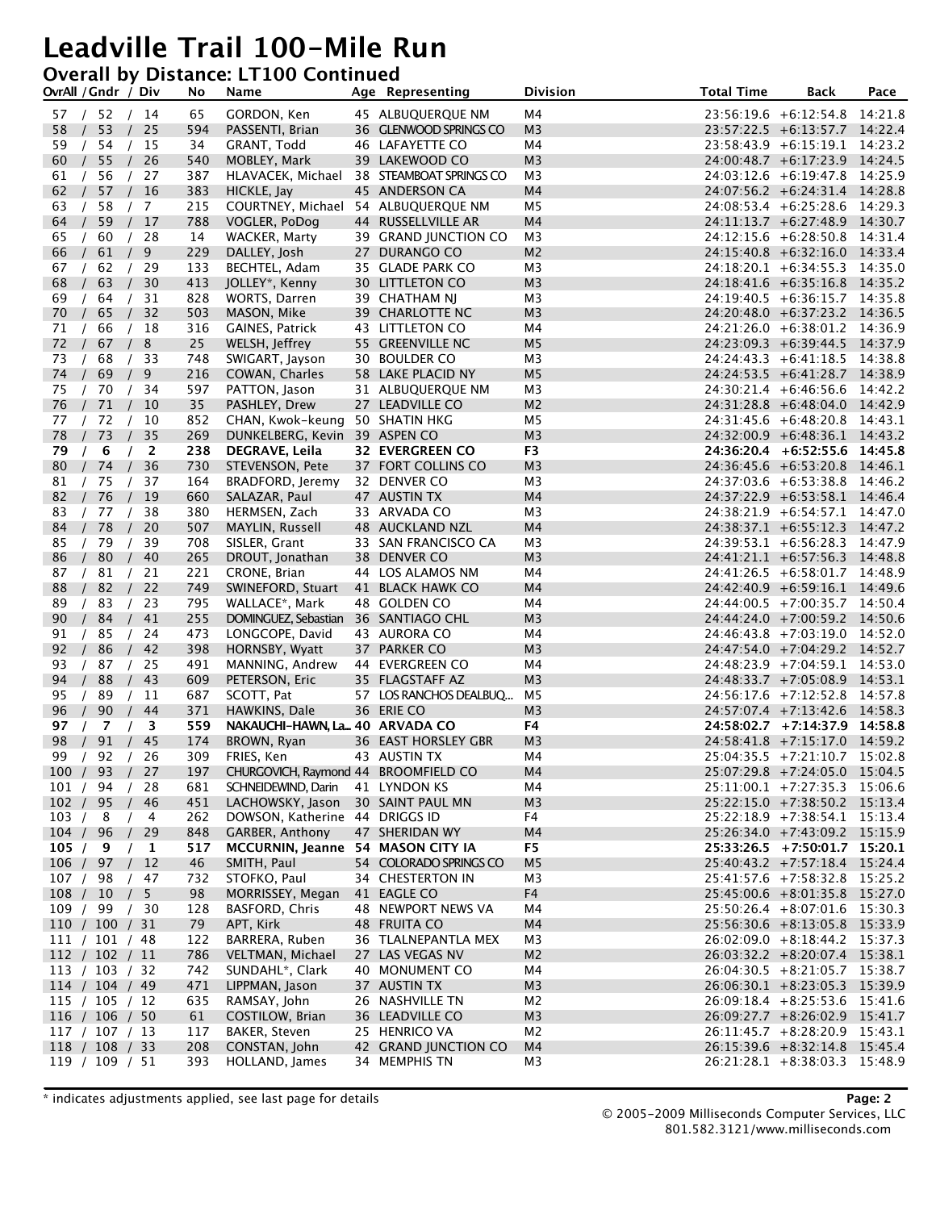# Leadville Trail 100-Mile Run

## Overall by Distance: LT100 Continued

| OvrAll / Gndr / Div | No | Name | Age | Representing | Division | Total Time | Back | Pace |
|---|---|---|---|---|---|---|---|---|
| 57 / 52 / 14 | 65 | GORDON, Ken | 45 | ALBUQUERQUE NM | M4 | 23:56:19.6 | +6:12:54.8 | 14:21.8 |
| 58 / 53 / 25 | 594 | PASSENTI, Brian | 36 | GLENWOOD SPRINGS CO | M3 | 23:57:22.5 | +6:13:57.7 | 14:22.4 |
| 59 / 54 / 15 | 34 | GRANT, Todd | 46 | LAFAYETTE CO | M4 | 23:58:43.9 | +6:15:19.1 | 14:23.2 |
| 60 / 55 / 26 | 540 | MOBLEY, Mark | 39 | LAKEWOOD CO | M3 | 24:00:48.7 | +6:17:23.9 | 14:24.5 |
| 61 / 56 / 27 | 387 | HLAVACEK, Michael | 38 | STEAMBOAT SPRINGS CO | M3 | 24:03:12.6 | +6:19:47.8 | 14:25.9 |
| 62 / 57 / 16 | 383 | HICKLE, Jay | 45 | ANDERSON CA | M4 | 24:07:56.2 | +6:24:31.4 | 14:28.8 |
| 63 / 58 / 7 | 215 | COURTNEY, Michael | 54 | ALBUQUERQUE NM | M5 | 24:08:53.4 | +6:25:28.6 | 14:29.3 |
| 64 / 59 / 17 | 788 | VOGLER, PoDog | 44 | RUSSELLVILLE AR | M4 | 24:11:13.7 | +6:27:48.9 | 14:30.7 |
| 65 / 60 / 28 | 14 | WACKER, Marty | 39 | GRAND JUNCTION CO | M3 | 24:12:15.6 | +6:28:50.8 | 14:31.4 |
| 66 / 61 / 9 | 229 | DALLEY, Josh | 27 | DURANGO CO | M2 | 24:15:40.8 | +6:32:16.0 | 14:33.4 |
| 67 / 62 / 29 | 133 | BECHTEL, Adam | 35 | GLADE PARK CO | M3 | 24:18:20.1 | +6:34:55.3 | 14:35.0 |
| 68 / 63 / 30 | 413 | JOLLEY*, Kenny | 30 | LITTLETON CO | M3 | 24:18:41.6 | +6:35:16.8 | 14:35.2 |
| 69 / 64 / 31 | 828 | WORTS, Darren | 39 | CHATHAM NJ | M3 | 24:19:40.5 | +6:36:15.7 | 14:35.8 |
| 70 / 65 / 32 | 503 | MASON, Mike | 39 | CHARLOTTE NC | M3 | 24:20:48.0 | +6:37:23.2 | 14:36.5 |
| 71 / 66 / 18 | 316 | GAINES, Patrick | 43 | LITTLETON CO | M4 | 24:21:26.0 | +6:38:01.2 | 14:36.9 |
| 72 / 67 / 8 | 25 | WELSH, Jeffrey | 55 | GREENVILLE NC | M5 | 24:23:09.3 | +6:39:44.5 | 14:37.9 |
| 73 / 68 / 33 | 748 | SWIGART, Jayson | 30 | BOULDER CO | M3 | 24:24:43.3 | +6:41:18.5 | 14:38.8 |
| 74 / 69 / 9 | 216 | COWAN, Charles | 58 | LAKE PLACID NY | M5 | 24:24:53.5 | +6:41:28.7 | 14:38.9 |
| 75 / 70 / 34 | 597 | PATTON, Jason | 31 | ALBUQUERQUE NM | M3 | 24:30:21.4 | +6:46:56.6 | 14:42.2 |
| 76 / 71 / 10 | 35 | PASHLEY, Drew | 27 | LEADVILLE CO | M2 | 24:31:28.8 | +6:48:04.0 | 14:42.9 |
| 77 / 72 / 10 | 852 | CHAN, Kwok-keung | 50 | SHATIN HKG | M5 | 24:31:45.6 | +6:48:20.8 | 14:43.1 |
| 78 / 73 / 35 | 269 | DUNKELBERG, Kevin | 39 | ASPEN CO | M3 | 24:32:00.9 | +6:48:36.1 | 14:43.2 |
| **79 / 6 / 2** | **238** | **DEGRAVE, Leila** | **32** | **EVERGREEN CO** | **F3** | **24:36:20.4** | **+6:52:55.6** | **14:45.8** |
| 80 / 74 / 36 | 730 | STEVENSON, Pete | 37 | FORT COLLINS CO | M3 | 24:36:45.6 | +6:53:20.8 | 14:46.1 |
| 81 / 75 / 37 | 164 | BRADFORD, Jeremy | 32 | DENVER CO | M3 | 24:37:03.6 | +6:53:38.8 | 14:46.2 |
| 82 / 76 / 19 | 660 | SALAZAR, Paul | 47 | AUSTIN TX | M4 | 24:37:22.9 | +6:53:58.1 | 14:46.4 |
| 83 / 77 / 38 | 380 | HERMSEN, Zach | 33 | ARVADA CO | M3 | 24:38:21.9 | +6:54:57.1 | 14:47.0 |
| 84 / 78 / 20 | 507 | MAYLIN, Russell | 48 | AUCKLAND NZL | M4 | 24:38:37.1 | +6:55:12.3 | 14:47.2 |
| 85 / 79 / 39 | 708 | SISLER, Grant | 33 | SAN FRANCISCO CA | M3 | 24:39:53.1 | +6:56:28.3 | 14:47.9 |
| 86 / 80 / 40 | 265 | DROUT, Jonathan | 38 | DENVER CO | M3 | 24:41:21.1 | +6:57:56.3 | 14:48.8 |
| 87 / 81 / 21 | 221 | CRONE, Brian | 44 | LOS ALAMOS NM | M4 | 24:41:26.5 | +6:58:01.7 | 14:48.9 |
| 88 / 82 / 22 | 749 | SWINEFORD, Stuart | 41 | BLACK HAWK CO | M4 | 24:42:40.9 | +6:59:16.1 | 14:49.6 |
| 89 / 83 / 23 | 795 | WALLACE*, Mark | 48 | GOLDEN CO | M4 | 24:44:00.5 | +7:00:35.7 | 14:50.4 |
| 90 / 84 / 41 | 255 | DOMINGUEZ, Sebastian | 36 | SANTIAGO CHL | M3 | 24:44:24.0 | +7:00:59.2 | 14:50.6 |
| 91 / 85 / 24 | 473 | LONGCOPE, David | 43 | AURORA CO | M4 | 24:46:43.8 | +7:03:19.0 | 14:52.0 |
| 92 / 86 / 42 | 398 | HORNSBY, Wyatt | 37 | PARKER CO | M3 | 24:47:54.0 | +7:04:29.2 | 14:52.7 |
| 93 / 87 / 25 | 491 | MANNING, Andrew | 44 | EVERGREEN CO | M4 | 24:48:23.9 | +7:04:59.1 | 14:53.0 |
| 94 / 88 / 43 | 609 | PETERSON, Eric | 35 | FLAGSTAFF AZ | M3 | 24:48:33.7 | +7:05:08.9 | 14:53.1 |
| 95 / 89 / 11 | 687 | SCOTT, Pat | 57 | LOS RANCHOS DEALBUQ... | M5 | 24:56:17.6 | +7:12:52.8 | 14:57.8 |
| 96 / 90 / 44 | 371 | HAWKINS, Dale | 36 | ERIE CO | M3 | 24:57:07.4 | +7:13:42.6 | 14:58.3 |
| **97 / 7 / 3** | **559** | **NAKAUCHI-HAWN, La...** | **40** | **ARVADA CO** | **F4** | **24:58:02.7** | **+7:14:37.9** | **14:58.8** |
| 98 / 91 / 45 | 174 | BROWN, Ryan | 36 | EAST HORSLEY GBR | M3 | 24:58:41.8 | +7:15:17.0 | 14:59.2 |
| 99 / 92 / 26 | 309 | FRIES, Ken | 43 | AUSTIN TX | M4 | 25:04:35.5 | +7:21:10.7 | 15:02.8 |
| 100 / 93 / 27 | 197 | CHURGOVICH, Raymond | 44 | BROOMFIELD CO | M4 | 25:07:29.8 | +7:24:05.0 | 15:04.5 |
| 101 / 94 / 28 | 681 | SCHNEIDEWIND, Darin | 41 | LYNDON KS | M4 | 25:11:00.1 | +7:27:35.3 | 15:06.6 |
| 102 / 95 / 46 | 451 | LACHOWSKY, Jason | 30 | SAINT PAUL MN | M3 | 25:22:15.0 | +7:38:50.2 | 15:13.4 |
| 103 / 8 / 4 | 262 | DOWSON, Katherine | 44 | DRIGGS ID | F4 | 25:22:18.9 | +7:38:54.1 | 15:13.4 |
| 104 / 96 / 29 | 848 | GARBER, Anthony | 47 | SHERIDAN WY | M4 | 25:26:34.0 | +7:43:09.2 | 15:15.9 |
| **105 / 9 / 1** | **517** | **MCCURNIN, Jeanne** | **54** | **MASON CITY IA** | **F5** | **25:33:26.5** | **+7:50:01.7** | **15:20.1** |
| 106 / 97 / 12 | 46 | SMITH, Paul | 54 | COLORADO SPRINGS CO | M5 | 25:40:43.2 | +7:57:18.4 | 15:24.4 |
| 107 / 98 / 47 | 732 | STOFKO, Paul | 34 | CHESTERTON IN | M3 | 25:41:57.6 | +7:58:32.8 | 15:25.2 |
| 108 / 10 / 5 | 98 | MORRISSEY, Megan | 41 | EAGLE CO | F4 | 25:45:00.6 | +8:01:35.8 | 15:27.0 |
| 109 / 99 / 30 | 128 | BASFORD, Chris | 48 | NEWPORT NEWS VA | M4 | 25:50:26.4 | +8:07:01.6 | 15:30.3 |
| 110 / 100 / 31 | 79 | APT, Kirk | 48 | FRUITA CO | M4 | 25:56:30.6 | +8:13:05.8 | 15:33.9 |
| 111 / 101 / 48 | 122 | BARRERA, Ruben | 36 | TLALNEPANTLA MEX | M3 | 26:02:09.0 | +8:18:44.2 | 15:37.3 |
| 112 / 102 / 11 | 786 | VELTMAN, Michael | 27 | LAS VEGAS NV | M2 | 26:03:32.2 | +8:20:07.4 | 15:38.1 |
| 113 / 103 / 32 | 742 | SUNDAHL*, Clark | 40 | MONUMENT CO | M4 | 26:04:30.5 | +8:21:05.7 | 15:38.7 |
| 114 / 104 / 49 | 471 | LIPPMAN, Jason | 37 | AUSTIN TX | M3 | 26:06:30.1 | +8:23:05.3 | 15:39.9 |
| 115 / 105 / 12 | 635 | RAMSAY, John | 26 | NASHVILLE TN | M2 | 26:09:18.4 | +8:25:53.6 | 15:41.6 |
| 116 / 106 / 50 | 61 | COSTILOW, Brian | 36 | LEADVILLE CO | M3 | 26:09:27.7 | +8:26:02.9 | 15:41.7 |
| 117 / 107 / 13 | 117 | BAKER, Steven | 25 | HENRICO VA | M2 | 26:11:45.7 | +8:28:20.9 | 15:43.1 |
| 118 / 108 / 33 | 208 | CONSTAN, John | 42 | GRAND JUNCTION CO | M4 | 26:15:39.6 | +8:32:14.8 | 15:45.4 |
| 119 / 109 / 51 | 393 | HOLLAND, James | 34 | MEMPHIS TN | M3 | 26:21:28.1 | +8:38:03.3 | 15:48.9 |

* indicates adjustments applied, see last page for details

© 2005-2009 Milliseconds Computer Services, LLC
801.582.3121/www.milliseconds.com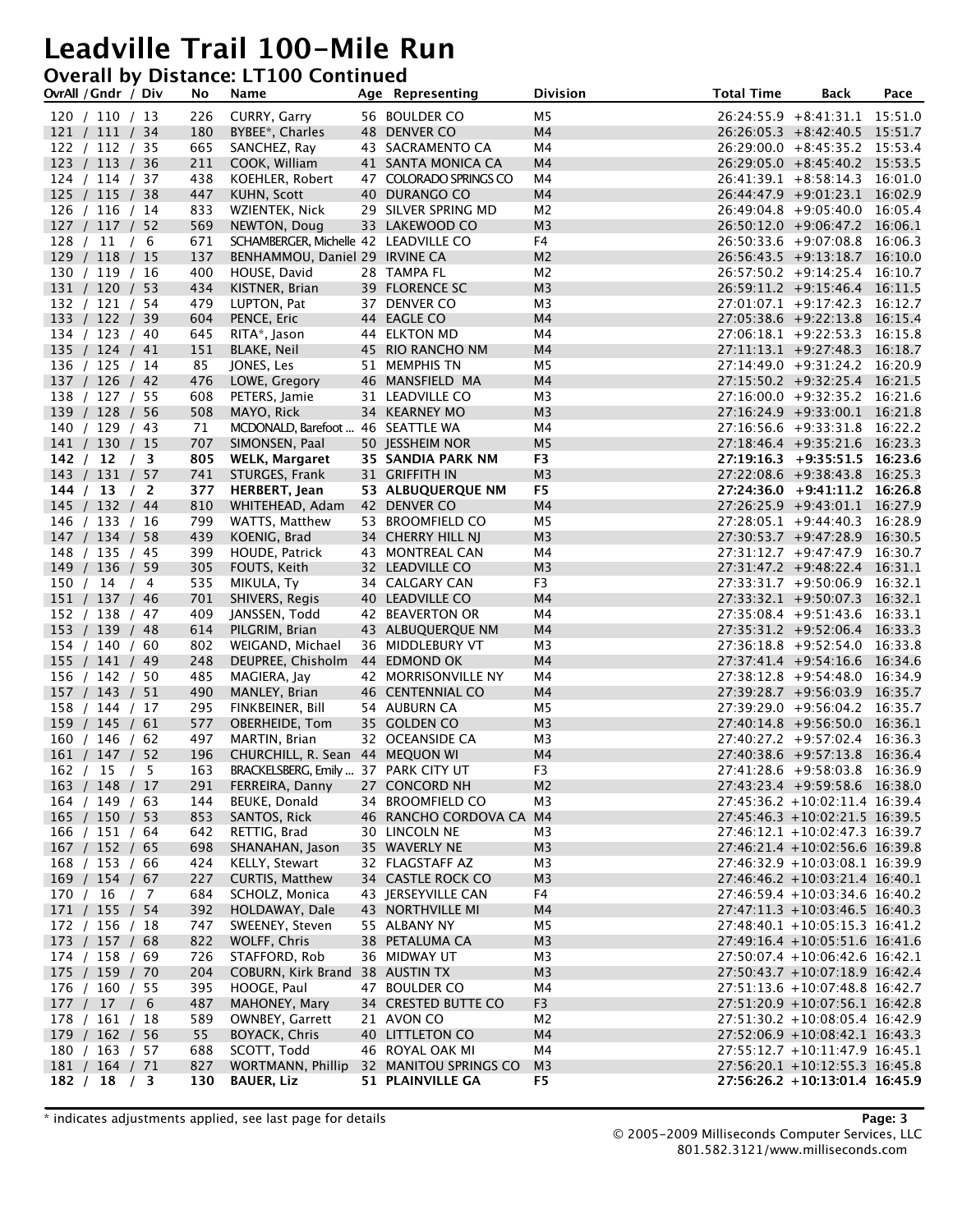# Leadville Trail 100-Mile Run

## Overall by Distance: LT100 Continued

| OvrAll / Gndr / Div | No | Name | Age | Representing | Division | Total Time | Back | Pace |
|---|---|---|---|---|---|---|---|---|
| 120 / 110 / 13 | 226 | CURRY, Garry | 56 | BOULDER CO | M5 | 26:24:55.9 | +8:41:31.1 | 15:51.0 |
| 121 / 111 / 34 | 180 | BYBEE*, Charles | 48 | DENVER CO | M4 | 26:26:05.3 | +8:42:40.5 | 15:51.7 |
| 122 / 112 / 35 | 665 | SANCHEZ, Ray | 43 | SACRAMENTO CA | M4 | 26:29:00.0 | +8:45:35.2 | 15:53.4 |
| 123 / 113 / 36 | 211 | COOK, William | 41 | SANTA MONICA CA | M4 | 26:29:05.0 | +8:45:40.2 | 15:53.5 |
| 124 / 114 / 37 | 438 | KOEHLER, Robert | 47 | COLORADO SPRINGS CO | M4 | 26:41:39.1 | +8:58:14.3 | 16:01.0 |
| 125 / 115 / 38 | 447 | KUHN, Scott | 40 | DURANGO CO | M4 | 26:44:47.9 | +9:01:23.1 | 16:02.9 |
| 126 / 116 / 14 | 833 | WZIENTEK, Nick | 29 | SILVER SPRING MD | M2 | 26:49:04.8 | +9:05:40.0 | 16:05.4 |
| 127 / 117 / 52 | 569 | NEWTON, Doug | 33 | LAKEWOOD CO | M3 | 26:50:12.0 | +9:06:47.2 | 16:06.1 |
| 128 / 11 / 6 | 671 | SCHAMBERGER, Michelle | 42 | LEADVILLE CO | F4 | 26:50:33.6 | +9:07:08.8 | 16:06.3 |
| 129 / 118 / 15 | 137 | BENHAMMOU, Daniel | 29 | IRVINE CA | M2 | 26:56:43.5 | +9:13:18.7 | 16:10.0 |
| 130 / 119 / 16 | 400 | HOUSE, David | 28 | TAMPA FL | M2 | 26:57:50.2 | +9:14:25.4 | 16:10.7 |
| 131 / 120 / 53 | 434 | KISTNER, Brian | 39 | FLORENCE SC | M3 | 26:59:11.2 | +9:15:46.4 | 16:11.5 |
| 132 / 121 / 54 | 479 | LUPTON, Pat | 37 | DENVER CO | M3 | 27:01:07.1 | +9:17:42.3 | 16:12.7 |
| 133 / 122 / 39 | 604 | PENCE, Eric | 44 | EAGLE CO | M4 | 27:05:38.6 | +9:22:13.8 | 16:15.4 |
| 134 / 123 / 40 | 645 | RITA*, Jason | 44 | ELKTON MD | M4 | 27:06:18.1 | +9:22:53.3 | 16:15.8 |
| 135 / 124 / 41 | 151 | BLAKE, Neil | 45 | RIO RANCHO NM | M4 | 27:11:13.1 | +9:27:48.3 | 16:18.7 |
| 136 / 125 / 14 | 85 | JONES, Les | 51 | MEMPHIS TN | M5 | 27:14:49.0 | +9:31:24.2 | 16:20.9 |
| 137 / 126 / 42 | 476 | LOWE, Gregory | 46 | MANSFIELD MA | M4 | 27:15:50.2 | +9:32:25.4 | 16:21.5 |
| 138 / 127 / 55 | 608 | PETERS, Jamie | 31 | LEADVILLE CO | M3 | 27:16:00.0 | +9:32:35.2 | 16:21.6 |
| 139 / 128 / 56 | 508 | MAYO, Rick | 34 | KEARNEY MO | M3 | 27:16:24.9 | +9:33:00.1 | 16:21.8 |
| 140 / 129 / 43 | 71 | MCDONALD, Barefoot ... | 46 | SEATTLE WA | M4 | 27:16:56.6 | +9:33:31.8 | 16:22.2 |
| 141 / 130 / 15 | 707 | SIMONSEN, Paal | 50 | JESSHEIM NOR | M5 | 27:18:46.4 | +9:35:21.6 | 16:23.3 |
| **142 / 12 / 3** | **805** | **WELK, Margaret** | **35** | **SANDIA PARK NM** | **F3** | **27:19:16.3** | **+9:35:51.5** | **16:23.6** |
| 143 / 131 / 57 | 741 | STURGES, Frank | 31 | GRIFFITH IN | M3 | 27:22:08.6 | +9:38:43.8 | 16:25.3 |
| **144 / 13 / 2** | **377** | **HERBERT, Jean** | **53** | **ALBUQUERQUE NM** | **F5** | **27:24:36.0** | **+9:41:11.2** | **16:26.8** |
| 145 / 132 / 44 | 810 | WHITEHEAD, Adam | 42 | DENVER CO | M4 | 27:26:25.9 | +9:43:01.1 | 16:27.9 |
| 146 / 133 / 16 | 799 | WATTS, Matthew | 53 | BROOMFIELD CO | M5 | 27:28:05.1 | +9:44:40.3 | 16:28.9 |
| 147 / 134 / 58 | 439 | KOENIG, Brad | 34 | CHERRY HILL NJ | M3 | 27:30:53.7 | +9:47:28.9 | 16:30.5 |
| 148 / 135 / 45 | 399 | HOUDE, Patrick | 43 | MONTREAL CAN | M4 | 27:31:12.7 | +9:47:47.9 | 16:30.7 |
| 149 / 136 / 59 | 305 | FOUTS, Keith | 32 | LEADVILLE CO | M3 | 27:31:47.2 | +9:48:22.4 | 16:31.1 |
| 150 / 14 / 4 | 535 | MIKULA, Ty | 34 | CALGARY CAN | F3 | 27:33:31.7 | +9:50:06.9 | 16:32.1 |
| 151 / 137 / 46 | 701 | SHIVERS, Regis | 40 | LEADVILLE CO | M4 | 27:33:32.1 | +9:50:07.3 | 16:32.1 |
| 152 / 138 / 47 | 409 | JANSSEN, Todd | 42 | BEAVERTON OR | M4 | 27:35:08.4 | +9:51:43.6 | 16:33.1 |
| 153 / 139 / 48 | 614 | PILGRIM, Brian | 43 | ALBUQUERQUE NM | M4 | 27:35:31.2 | +9:52:06.4 | 16:33.3 |
| 154 / 140 / 60 | 802 | WEIGAND, Michael | 36 | MIDDLEBURY VT | M3 | 27:36:18.8 | +9:52:54.0 | 16:33.8 |
| 155 / 141 / 49 | 248 | DEUPREE, Chisholm | 44 | EDMOND OK | M4 | 27:37:41.4 | +9:54:16.6 | 16:34.6 |
| 156 / 142 / 50 | 485 | MAGIERA, Jay | 42 | MORRISONVILLE NY | M4 | 27:38:12.8 | +9:54:48.0 | 16:34.9 |
| 157 / 143 / 51 | 490 | MANLEY, Brian | 46 | CENTENNIAL CO | M4 | 27:39:28.7 | +9:56:03.9 | 16:35.7 |
| 158 / 144 / 17 | 295 | FINKBEINER, Bill | 54 | AUBURN CA | M5 | 27:39:29.0 | +9:56:04.2 | 16:35.7 |
| 159 / 145 / 61 | 577 | OBERHEIDE, Tom | 35 | GOLDEN CO | M3 | 27:40:14.8 | +9:56:50.0 | 16:36.1 |
| 160 / 146 / 62 | 497 | MARTIN, Brian | 32 | OCEANSIDE CA | M3 | 27:40:27.2 | +9:57:02.4 | 16:36.3 |
| 161 / 147 / 52 | 196 | CHURCHILL, R. Sean | 44 | MEQUON WI | M4 | 27:40:38.6 | +9:57:13.8 | 16:36.4 |
| 162 / 15 / 5 | 163 | BRACKELSBERG, Emily ... | 37 | PARK CITY UT | F3 | 27:41:28.6 | +9:58:03.8 | 16:36.9 |
| 163 / 148 / 17 | 291 | FERREIRA, Danny | 27 | CONCORD NH | M2 | 27:43:23.4 | +9:59:58.6 | 16:38.0 |
| 164 / 149 / 63 | 144 | BEUKE, Donald | 34 | BROOMFIELD CO | M3 | 27:45:36.2 | +10:02:11.4 | 16:39.4 |
| 165 / 150 / 53 | 853 | SANTOS, Rick | 46 | RANCHO CORDOVA CA | M4 | 27:45:46.3 | +10:02:21.5 | 16:39.5 |
| 166 / 151 / 64 | 642 | RETTIG, Brad | 30 | LINCOLN NE | M3 | 27:46:12.1 | +10:02:47.3 | 16:39.7 |
| 167 / 152 / 65 | 698 | SHANAHAN, Jason | 35 | WAVERLY NE | M3 | 27:46:21.4 | +10:02:56.6 | 16:39.8 |
| 168 / 153 / 66 | 424 | KELLY, Stewart | 32 | FLAGSTAFF AZ | M3 | 27:46:32.9 | +10:03:08.1 | 16:39.9 |
| 169 / 154 / 67 | 227 | CURTIS, Matthew | 34 | CASTLE ROCK CO | M3 | 27:46:46.2 | +10:03:21.4 | 16:40.1 |
| 170 / 16 / 7 | 684 | SCHOLZ, Monica | 43 | JERSEYVILLE CAN | F4 | 27:46:59.4 | +10:03:34.6 | 16:40.2 |
| 171 / 155 / 54 | 392 | HOLDAWAY, Dale | 43 | NORTHVILLE MI | M4 | 27:47:11.3 | +10:03:46.5 | 16:40.3 |
| 172 / 156 / 18 | 747 | SWEENEY, Steven | 55 | ALBANY NY | M5 | 27:48:40.1 | +10:05:15.3 | 16:41.2 |
| 173 / 157 / 68 | 822 | WOLFF, Chris | 38 | PETALUMA CA | M3 | 27:49:16.4 | +10:05:51.6 | 16:41.6 |
| 174 / 158 / 69 | 726 | STAFFORD, Rob | 36 | MIDWAY UT | M3 | 27:50:07.4 | +10:06:42.6 | 16:42.1 |
| 175 / 159 / 70 | 204 | COBURN, Kirk Brand | 38 | AUSTIN TX | M3 | 27:50:43.7 | +10:07:18.9 | 16:42.4 |
| 176 / 160 / 55 | 395 | HOOGE, Paul | 47 | BOULDER CO | M4 | 27:51:13.6 | +10:07:48.8 | 16:42.7 |
| 177 / 17 / 6 | 487 | MAHONEY, Mary | 34 | CRESTED BUTTE CO | F3 | 27:51:20.9 | +10:07:56.1 | 16:42.8 |
| 178 / 161 / 18 | 589 | OWNBEY, Garrett | 21 | AVON CO | M2 | 27:51:30.2 | +10:08:05.4 | 16:42.9 |
| 179 / 162 / 56 | 55 | BOYACK, Chris | 40 | LITTLETON CO | M4 | 27:52:06.9 | +10:08:42.1 | 16:43.3 |
| 180 / 163 / 57 | 688 | SCOTT, Todd | 46 | ROYAL OAK MI | M4 | 27:55:12.7 | +10:11:47.9 | 16:45.1 |
| 181 / 164 / 71 | 827 | WORTMANN, Phillip | 32 | MANITOU SPRINGS CO | M3 | 27:56:20.1 | +10:12:55.3 | 16:45.8 |
| **182 / 18 / 3** | **130** | **BAUER, Liz** | **51** | **PLAINVILLE GA** | **F5** | **27:56:26.2** | **+10:13:01.4** | **16:45.9** |

\* indicates adjustments applied, see last page for details

© 2005-2009 Milliseconds Computer Services, LLC
801.582.3121/www.milliseconds.com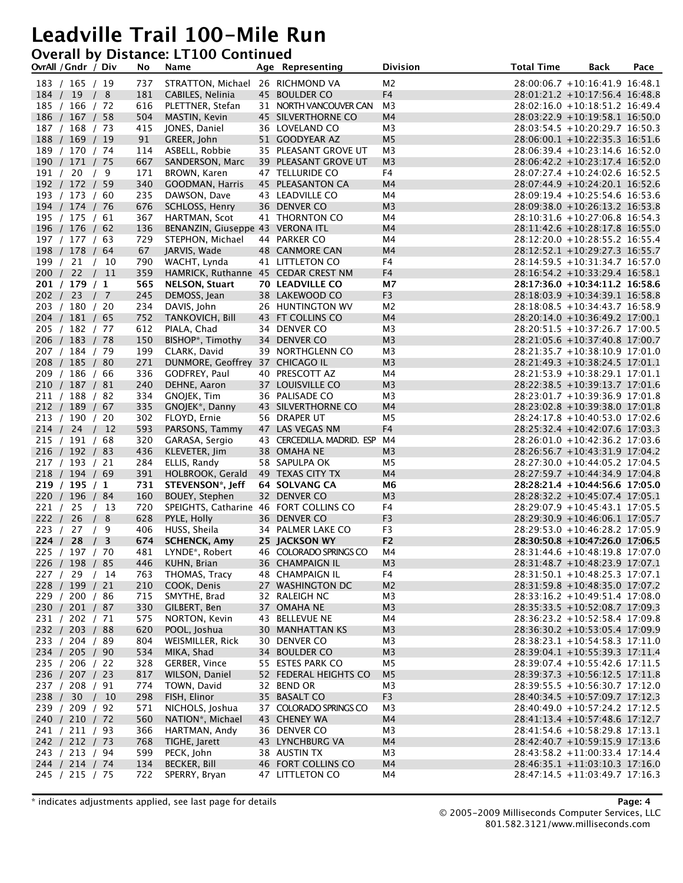# Leadville Trail 100-Mile Run

## Overall by Distance: LT100 Continued

| OvrAll / Gndr / Div | No | Name | Age | Representing | Division | Total Time | Back | Pace |
|---|---|---|---|---|---|---|---|---|
| 183 / 165 / 19 | 737 | STRATTON, Michael | 26 | RICHMOND VA | M2 | 28:00:06.7 | +10:16:41.9 | 16:48.1 |
| 184 / 19 / 8 | 181 | CABILES, Nelinia | 45 | BOULDER CO | F4 | 28:01:21.2 | +10:17:56.4 | 16:48.8 |
| 185 / 166 / 72 | 616 | PLETTNER, Stefan | 31 | NORTH VANCOUVER CAN | M3 | 28:02:16.0 | +10:18:51.2 | 16:49.4 |
| 186 / 167 / 58 | 504 | MASTIN, Kevin | 45 | SILVERTHORNE CO | M4 | 28:03:22.9 | +10:19:58.1 | 16:50.0 |
| 187 / 168 / 73 | 415 | JONES, Daniel | 36 | LOVELAND CO | M3 | 28:03:54.5 | +10:20:29.7 | 16:50.3 |
| 188 / 169 / 19 | 91 | GREER, John | 51 | GOODYEAR AZ | M5 | 28:06:00.1 | +10:22:35.3 | 16:51.6 |
| 189 / 170 / 74 | 114 | ASBELL, Robbie | 35 | PLEASANT GROVE UT | M3 | 28:06:39.4 | +10:23:14.6 | 16:52.0 |
| 190 / 171 / 75 | 667 | SANDERSON, Marc | 39 | PLEASANT GROVE UT | M3 | 28:06:42.2 | +10:23:17.4 | 16:52.0 |
| 191 / 20 / 9 | 171 | BROWN, Karen | 47 | TELLURIDE CO | F4 | 28:07:27.4 | +10:24:02.6 | 16:52.5 |
| 192 / 172 / 59 | 340 | GOODMAN, Harris | 45 | PLEASANTON CA | M4 | 28:07:44.9 | +10:24:20.1 | 16:52.6 |
| 193 / 173 / 60 | 235 | DAWSON, Dave | 43 | LEADVILLE CO | M4 | 28:09:19.4 | +10:25:54.6 | 16:53.6 |
| 194 / 174 / 76 | 676 | SCHLOSS, Henry | 36 | DENVER CO | M3 | 28:09:38.0 | +10:26:13.2 | 16:53.8 |
| 195 / 175 / 61 | 367 | HARTMAN, Scot | 41 | THORNTON CO | M4 | 28:10:31.6 | +10:27:06.8 | 16:54.3 |
| 196 / 176 / 62 | 136 | BENANZIN, Giuseppe | 43 | VERONA ITL | M4 | 28:11:42.6 | +10:28:17.8 | 16:55.0 |
| 197 / 177 / 63 | 729 | STEPHON, Michael | 44 | PARKER CO | M4 | 28:12:20.0 | +10:28:55.2 | 16:55.4 |
| 198 / 178 / 64 | 67 | JARVIS, Wade | 48 | CANMORE CAN | M4 | 28:12:52.1 | +10:29:27.3 | 16:55.7 |
| 199 / 21 / 10 | 790 | WACHT, Lynda | 41 | LITTLETON CO | F4 | 28:14:59.5 | +10:31:34.7 | 16:57.0 |
| 200 / 22 / 11 | 359 | HAMRICK, Ruthanne | 45 | CEDAR CREST NM | F4 | 28:16:54.2 | +10:33:29.4 | 16:58.1 |
| **201 / 179 / 1** | **565** | **NELSON, Stuart** | **70** | **LEADVILLE CO** | **M7** | **28:17:36.0** | **+10:34:11.2** | **16:58.6** |
| 202 / 23 / 7 | 245 | DEMOSS, Jean | 38 | LAKEWOOD CO | F3 | 28:18:03.9 | +10:34:39.1 | 16:58.8 |
| 203 / 180 / 20 | 234 | DAVIS, John | 26 | HUNTINGTON WV | M2 | 28:18:08.5 | +10:34:43.7 | 16:58.9 |
| 204 / 181 / 65 | 752 | TANKOVICH, Bill | 43 | FT COLLINS CO | M4 | 28:20:14.0 | +10:36:49.2 | 17:00.1 |
| 205 / 182 / 77 | 612 | PIALA, Chad | 34 | DENVER CO | M3 | 28:20:51.5 | +10:37:26.7 | 17:00.5 |
| 206 / 183 / 78 | 150 | BISHOP*, Timothy | 34 | DENVER CO | M3 | 28:21:05.6 | +10:37:40.8 | 17:00.7 |
| 207 / 184 / 79 | 199 | CLARK, David | 39 | NORTHGLENN CO | M3 | 28:21:35.7 | +10:38:10.9 | 17:01.0 |
| 208 / 185 / 80 | 271 | DUNMORE, Geoffrey | 37 | CHICAGO IL | M3 | 28:21:49.3 | +10:38:24.5 | 17:01.1 |
| 209 / 186 / 66 | 336 | GODFREY, Paul | 40 | PRESCOTT AZ | M4 | 28:21:53.9 | +10:38:29.1 | 17:01.1 |
| 210 / 187 / 81 | 240 | DEHNE, Aaron | 37 | LOUISVILLE CO | M3 | 28:22:38.5 | +10:39:13.7 | 17:01.6 |
| 211 / 188 / 82 | 334 | GNOJEK, Tim | 36 | PALISADE CO | M3 | 28:23:01.7 | +10:39:36.9 | 17:01.8 |
| 212 / 189 / 67 | 335 | GNOJEK*, Danny | 43 | SILVERTHORNE CO | M4 | 28:23:02.8 | +10:39:38.0 | 17:01.8 |
| 213 / 190 / 20 | 302 | FLOYD, Ernie | 56 | DRAPER UT | M5 | 28:24:17.8 | +10:40:53.0 | 17:02.6 |
| 214 / 24 / 12 | 593 | PARSONS, Tammy | 47 | LAS VEGAS NM | F4 | 28:25:32.4 | +10:42:07.6 | 17:03.3 |
| 215 / 191 / 68 | 320 | GARASA, Sergio | 43 | CERCEDILLA. MADRID. ESP | M4 | 28:26:01.0 | +10:42:36.2 | 17:03.6 |
| 216 / 192 / 83 | 436 | KLEVETER, Jim | 38 | OMAHA NE | M3 | 28:26:56.7 | +10:43:31.9 | 17:04.2 |
| 217 / 193 / 21 | 284 | ELLIS, Randy | 58 | SAPULPA OK | M5 | 28:27:30.0 | +10:44:05.2 | 17:04.5 |
| 218 / 194 / 69 | 391 | HOLBROOK, Gerald | 49 | TEXAS CITY TX | M4 | 28:27:59.7 | +10:44:34.9 | 17:04.8 |
| **219 / 195 / 1** | **731** | **STEVENSON*, Jeff** | **64** | **SOLVANG CA** | **M6** | **28:28:21.4** | **+10:44:56.6** | **17:05.0** |
| 220 / 196 / 84 | 160 | BOUEY, Stephen | 32 | DENVER CO | M3 | 28:28:32.2 | +10:45:07.4 | 17:05.1 |
| 221 / 25 / 13 | 720 | SPEIGHTS, Catharine | 46 | FORT COLLINS CO | F4 | 28:29:07.9 | +10:45:43.1 | 17:05.5 |
| 222 / 26 / 8 | 628 | PYLE, Holly | 36 | DENVER CO | F3 | 28:29:30.9 | +10:46:06.1 | 17:05.7 |
| 223 / 27 / 9 | 406 | HUSS, Sheila | 34 | PALMER LAKE CO | F3 | 28:29:53.0 | +10:46:28.2 | 17:05.9 |
| **224 / 28 / 3** | **674** | **SCHENCK, Amy** | **25** | **JACKSON WY** | **F2** | **28:30:50.8** | **+10:47:26.0** | **17:06.5** |
| 225 / 197 / 70 | 481 | LYNDE*, Robert | 46 | COLORADO SPRINGS CO | M4 | 28:31:44.6 | +10:48:19.8 | 17:07.0 |
| 226 / 198 / 85 | 446 | KUHN, Brian | 36 | CHAMPAIGN IL | M3 | 28:31:47.7 | +10:48:23.9 | 17:07.1 |
| 227 / 29 / 14 | 763 | THOMAS, Tracy | 48 | CHAMPAIGN IL | F4 | 28:31:50.1 | +10:48:25.3 | 17:07.1 |
| 228 / 199 / 21 | 210 | COOK, Denis | 27 | WASHINGTON DC | M2 | 28:31:59.8 | +10:48:35.0 | 17:07.2 |
| 229 / 200 / 86 | 715 | SMITHEE, Brad | 32 | RALEIGH NC | M3 | 28:33:16.2 | +10:49:51.4 | 17:08.0 |
| 230 / 201 / 87 | 330 | GILBERT, Ben | 37 | OMAHA NE | M3 | 28:35:33.5 | +10:52:08.7 | 17:09.3 |
| 231 / 202 / 71 | 575 | NORTON, Kevin | 43 | BELLEVUE NE | M4 | 28:36:23.2 | +10:52:58.4 | 17:09.8 |
| 232 / 203 / 88 | 620 | POOL, Joshua | 30 | MANHATTAN KS | M3 | 28:36:30.2 | +10:53:05.4 | 17:09.9 |
| 233 / 204 / 89 | 804 | WEISMILLER, Rick | 30 | DENVER CO | M3 | 28:38:23.1 | +10:54:58.3 | 17:11.0 |
| 234 / 205 / 90 | 534 | MIKA, Shad | 34 | BOULDER CO | M3 | 28:39:04.1 | +10:55:39.3 | 17:11.4 |
| 235 / 206 / 22 | 328 | GERBER, Vince | 55 | ESTES PARK CO | M5 | 28:39:07.4 | +10:55:42.6 | 17:11.5 |
| 236 / 207 / 23 | 817 | WILSON, Daniel | 52 | FEDERAL HEIGHTS CO | M5 | 28:39:37.3 | +10:56:12.5 | 17:11.8 |
| 237 / 208 / 91 | 774 | TOWN, David | 32 | BEND OR | M3 | 28:39:55.5 | +10:56:30.7 | 17:12.0 |
| 238 / 30 / 10 | 298 | FISH, Elinor | 35 | BASALT CO | F3 | 28:40:34.5 | +10:57:09.7 | 17:12.3 |
| 239 / 209 / 92 | 571 | NICHOLS, Joshua | 37 | COLORADO SPRINGS CO | M3 | 28:40:49.0 | +10:57:24.2 | 17:12.5 |
| 240 / 210 / 72 | 560 | NATION*, Michael | 43 | CHENEY WA | M4 | 28:41:13.4 | +10:57:48.6 | 17:12.7 |
| 241 / 211 / 93 | 366 | HARTMAN, Andy | 36 | DENVER CO | M3 | 28:41:54.6 | +10:58:29.8 | 17:13.1 |
| 242 / 212 / 73 | 768 | TIGHE, Jarett | 43 | LYNCHBURG VA | M4 | 28:42:40.7 | +10:59:15.9 | 17:13.6 |
| 243 / 213 / 94 | 599 | PECK, John | 38 | AUSTIN TX | M3 | 28:43:58.2 | +11:00:33.4 | 17:14.4 |
| 244 / 214 / 74 | 134 | BECKER, Bill | 46 | FORT COLLINS CO | M4 | 28:46:35.1 | +11:03:10.3 | 17:16.0 |
| 245 / 215 / 75 | 722 | SPERRY, Bryan | 47 | LITTLETON CO | M4 | 28:47:14.5 | +11:03:49.7 | 17:16.3 |

\* indicates adjustments applied, see last page for details

© 2005-2009 Milliseconds Computer Services, LLC
801.582.3121/www.milliseconds.com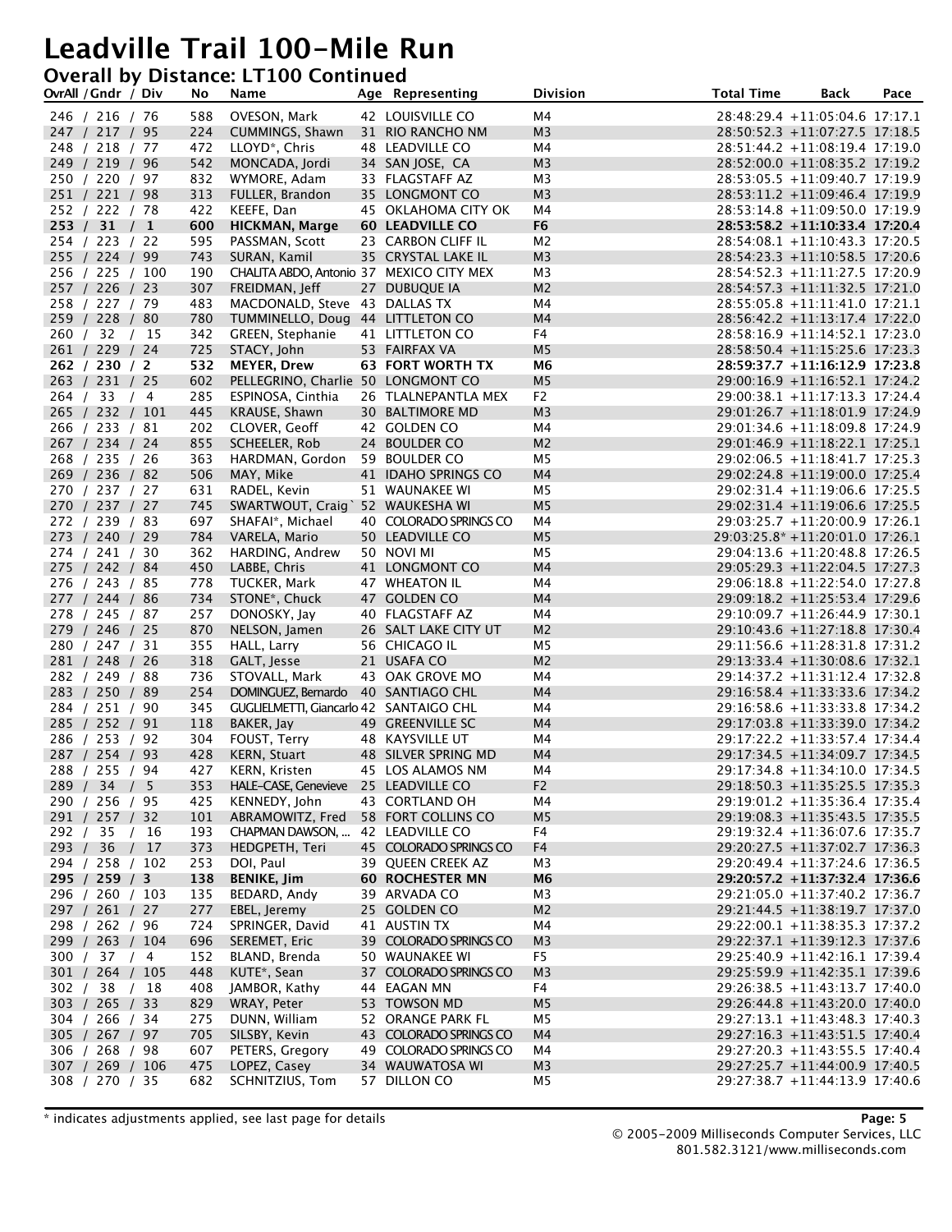# Leadville Trail 100-Mile Run

## Overall by Distance: LT100 Continued

| OvrAll / Gndr / Div | No | Name | Age | Representing | Division | Total Time | Back | Pace |
|---|---|---|---|---|---|---|---|---|
| 246 / 216 / 76 | 588 | OVESON, Mark | 42 | LOUISVILLE CO | M4 | 28:48:29.4 | +11:05:04.6 | 17:17.1 |
| 247 / 217 / 95 | 224 | CUMMINGS, Shawn | 31 | RIO RANCHO NM | M3 | 28:50:52.3 | +11:07:27.5 | 17:18.5 |
| 248 / 218 / 77 | 472 | LLOYD*, Chris | 48 | LEADVILLE CO | M4 | 28:51:44.2 | +11:08:19.4 | 17:19.0 |
| 249 / 219 / 96 | 542 | MONCADA, Jordi | 34 | SAN JOSE, CA | M3 | 28:52:00.0 | +11:08:35.2 | 17:19.2 |
| 250 / 220 / 97 | 832 | WYMORE, Adam | 33 | FLAGSTAFF AZ | M3 | 28:53:05.5 | +11:09:40.7 | 17:19.9 |
| 251 / 221 / 98 | 313 | FULLER, Brandon | 35 | LONGMONT CO | M3 | 28:53:11.2 | +11:09:46.4 | 17:19.9 |
| 252 / 222 / 78 | 422 | KEEFE, Dan | 45 | OKLAHOMA CITY OK | M4 | 28:53:14.8 | +11:09:50.0 | 17:19.9 |
| **253 / 31 / 1** | **600** | **HICKMAN, Marge** | **60** | **LEADVILLE CO** | **F6** | **28:53:58.2** | **+11:10:33.4** | **17:20.4** |
| 254 / 223 / 22 | 595 | PASSMAN, Scott | 23 | CARBON CLIFF IL | M2 | 28:54:08.1 | +11:10:43.3 | 17:20.5 |
| 255 / 224 / 99 | 743 | SURAN, Kamil | 35 | CRYSTAL LAKE IL | M3 | 28:54:23.3 | +11:10:58.5 | 17:20.6 |
| 256 / 225 / 100 | 190 | CHALITA ABDO, Antonio | 37 | MEXICO CITY MEX | M3 | 28:54:52.3 | +11:11:27.5 | 17:20.9 |
| 257 / 226 / 23 | 307 | FREIDMAN, Jeff | 27 | DUBUQUE IA | M2 | 28:54:57.3 | +11:11:32.5 | 17:21.0 |
| 258 / 227 / 79 | 483 | MACDONALD, Steve | 43 | DALLAS TX | M4 | 28:55:05.8 | +11:11:41.0 | 17:21.1 |
| 259 / 228 / 80 | 780 | TUMMINELLO, Doug | 44 | LITTLETON CO | M4 | 28:56:42.2 | +11:13:17.4 | 17:22.0 |
| 260 / 32 / 15 | 342 | GREEN, Stephanie | 41 | LITTLETON CO | F4 | 28:58:16.9 | +11:14:52.1 | 17:23.0 |
| 261 / 229 / 24 | 725 | STACY, John | 53 | FAIRFAX VA | M5 | 28:58:50.4 | +11:15:25.6 | 17:23.3 |
| **262 / 230 / 2** | **532** | **MEYER, Drew** | **63** | **FORT WORTH TX** | **M6** | **28:59:37.7** | **+11:16:12.9** | **17:23.8** |
| 263 / 231 / 25 | 602 | PELLEGRINO, Charlie | 50 | LONGMONT CO | M5 | 29:00:16.9 | +11:16:52.1 | 17:24.2 |
| 264 / 33 / 4 | 285 | ESPINOSA, Cinthia | 26 | TLALNEPANTLA MEX | F2 | 29:00:38.1 | +11:17:13.3 | 17:24.4 |
| 265 / 232 / 101 | 445 | KRAUSE, Shawn | 30 | BALTIMORE MD | M3 | 29:01:26.7 | +11:18:01.9 | 17:24.9 |
| 266 / 233 / 81 | 202 | CLOVER, Geoff | 42 | GOLDEN CO | M4 | 29:01:34.6 | +11:18:09.8 | 17:24.9 |
| 267 / 234 / 24 | 855 | SCHEELER, Rob | 24 | BOULDER CO | M2 | 29:01:46.9 | +11:18:22.1 | 17:25.1 |
| 268 / 235 / 26 | 363 | HARDMAN, Gordon | 59 | BOULDER CO | M5 | 29:02:06.5 | +11:18:41.7 | 17:25.3 |
| 269 / 236 / 82 | 506 | MAY, Mike | 41 | IDAHO SPRINGS CO | M4 | 29:02:24.8 | +11:19:00.0 | 17:25.4 |
| 270 / 237 / 27 | 631 | RADEL, Kevin | 51 | WAUNAKEE WI | M5 | 29:02:31.4 | +11:19:06.6 | 17:25.5 |
| 270 / 237 / 27 | 745 | SWARTWOUT, Craig` | 52 | WAUKESHA WI | M5 | 29:02:31.4 | +11:19:06.6 | 17:25.5 |
| 272 / 239 / 83 | 697 | SHAFAI*, Michael | 40 | COLORADO SPRINGS CO | M4 | 29:03:25.7 | +11:20:00.9 | 17:26.1 |
| 273 / 240 / 29 | 784 | VARELA, Mario | 50 | LEADVILLE CO | M5 | 29:03:25.8* | +11:20:01.0 | 17:26.1 |
| 274 / 241 / 30 | 362 | HARDING, Andrew | 50 | NOVI MI | M5 | 29:04:13.6 | +11:20:48.8 | 17:26.5 |
| 275 / 242 / 84 | 450 | LABBE, Chris | 41 | LONGMONT CO | M4 | 29:05:29.3 | +11:22:04.5 | 17:27.3 |
| 276 / 243 / 85 | 778 | TUCKER, Mark | 47 | WHEATON IL | M4 | 29:06:18.8 | +11:22:54.0 | 17:27.8 |
| 277 / 244 / 86 | 734 | STONE*, Chuck | 47 | GOLDEN CO | M4 | 29:09:18.2 | +11:25:53.4 | 17:29.6 |
| 278 / 245 / 87 | 257 | DONOSKY, Jay | 40 | FLAGSTAFF AZ | M4 | 29:10:09.7 | +11:26:44.9 | 17:30.1 |
| 279 / 246 / 25 | 870 | NELSON, Jamen | 26 | SALT LAKE CITY UT | M2 | 29:10:43.6 | +11:27:18.8 | 17:30.4 |
| 280 / 247 / 31 | 355 | HALL, Larry | 56 | CHICAGO IL | M5 | 29:11:56.6 | +11:28:31.8 | 17:31.2 |
| 281 / 248 / 26 | 318 | GALT, Jesse | 21 | USAFA CO | M2 | 29:13:33.4 | +11:30:08.6 | 17:32.1 |
| 282 / 249 / 88 | 736 | STOVALL, Mark | 43 | OAK GROVE MO | M4 | 29:14:37.2 | +11:31:12.4 | 17:32.8 |
| 283 / 250 / 89 | 254 | DOMINGUEZ, Bernardo | 40 | SANTIAGO CHL | M4 | 29:16:58.4 | +11:33:33.6 | 17:34.2 |
| 284 / 251 / 90 | 345 | GUGLIELMETTI, Giancarlo | 42 | SANTAIGO CHL | M4 | 29:16:58.6 | +11:33:33.8 | 17:34.2 |
| 285 / 252 / 91 | 118 | BAKER, Jay | 49 | GREENVILLE SC | M4 | 29:17:03.8 | +11:33:39.0 | 17:34.2 |
| 286 / 253 / 92 | 304 | FOUST, Terry | 48 | KAYSVILLE UT | M4 | 29:17:22.2 | +11:33:57.4 | 17:34.4 |
| 287 / 254 / 93 | 428 | KERN, Stuart | 48 | SILVER SPRING MD | M4 | 29:17:34.5 | +11:34:09.7 | 17:34.5 |
| 288 / 255 / 94 | 427 | KERN, Kristen | 45 | LOS ALAMOS NM | M4 | 29:17:34.8 | +11:34:10.0 | 17:34.5 |
| 289 / 34 / 5 | 353 | HALE-CASE, Genevieve | 25 | LEADVILLE CO | F2 | 29:18:50.3 | +11:35:25.5 | 17:35.3 |
| 290 / 256 / 95 | 425 | KENNEDY, John | 43 | CORTLAND OH | M4 | 29:19:01.2 | +11:35:36.4 | 17:35.4 |
| 291 / 257 / 32 | 101 | ABRAMOWITZ, Fred | 58 | FORT COLLINS CO | M5 | 29:19:08.3 | +11:35:43.5 | 17:35.5 |
| 292 / 35 / 16 | 193 | CHAPMAN DAWSON, ... | 42 | LEADVILLE CO | F4 | 29:19:32.4 | +11:36:07.6 | 17:35.7 |
| 293 / 36 / 17 | 373 | HEDGPETH, Teri | 45 | COLORADO SPRINGS CO | F4 | 29:20:27.5 | +11:37:02.7 | 17:36.3 |
| 294 / 258 / 102 | 253 | DOI, Paul | 39 | QUEEN CREEK AZ | M3 | 29:20:49.4 | +11:37:24.6 | 17:36.5 |
| **295 / 259 / 3** | **138** | **BENIKE, Jim** | **60** | **ROCHESTER MN** | **M6** | **29:20:57.2** | **+11:37:32.4** | **17:36.6** |
| 296 / 260 / 103 | 135 | BEDARD, Andy | 39 | ARVADA CO | M3 | 29:21:05.0 | +11:37:40.2 | 17:36.7 |
| 297 / 261 / 27 | 277 | EBEL, Jeremy | 25 | GOLDEN CO | M2 | 29:21:44.5 | +11:38:19.7 | 17:37.0 |
| 298 / 262 / 96 | 724 | SPRINGER, David | 41 | AUSTIN TX | M4 | 29:22:00.1 | +11:38:35.3 | 17:37.2 |
| 299 / 263 / 104 | 696 | SEREMET, Eric | 39 | COLORADO SPRINGS CO | M3 | 29:22:37.1 | +11:39:12.3 | 17:37.6 |
| 300 / 37 / 4 | 152 | BLAND, Brenda | 50 | WAUNAKEE WI | F5 | 29:25:40.9 | +11:42:16.1 | 17:39.4 |
| 301 / 264 / 105 | 448 | KUTE*, Sean | 37 | COLORADO SPRINGS CO | M3 | 29:25:59.9 | +11:42:35.1 | 17:39.6 |
| 302 / 38 / 18 | 408 | JAMBOR, Kathy | 44 | EAGAN MN | F4 | 29:26:38.5 | +11:43:13.7 | 17:40.0 |
| 303 / 265 / 33 | 829 | WRAY, Peter | 53 | TOWSON MD | M5 | 29:26:44.8 | +11:43:20.0 | 17:40.0 |
| 304 / 266 / 34 | 275 | DUNN, William | 52 | ORANGE PARK FL | M5 | 29:27:13.1 | +11:43:48.3 | 17:40.3 |
| 305 / 267 / 97 | 705 | SILSBY, Kevin | 43 | COLORADO SPRINGS CO | M4 | 29:27:16.3 | +11:43:51.5 | 17:40.4 |
| 306 / 268 / 98 | 607 | PETERS, Gregory | 49 | COLORADO SPRINGS CO | M4 | 29:27:20.3 | +11:43:55.5 | 17:40.4 |
| 307 / 269 / 106 | 475 | LOPEZ, Casey | 34 | WAUWATOSA WI | M3 | 29:27:25.7 | +11:44:00.9 | 17:40.5 |
| 308 / 270 / 35 | 682 | SCHNITZIUS, Tom | 57 | DILLON CO | M5 | 29:27:38.7 | +11:44:13.9 | 17:40.6 |

\* indicates adjustments applied, see last page for details

© 2005-2009 Milliseconds Computer Services, LLC
801.582.3121/www.milliseconds.com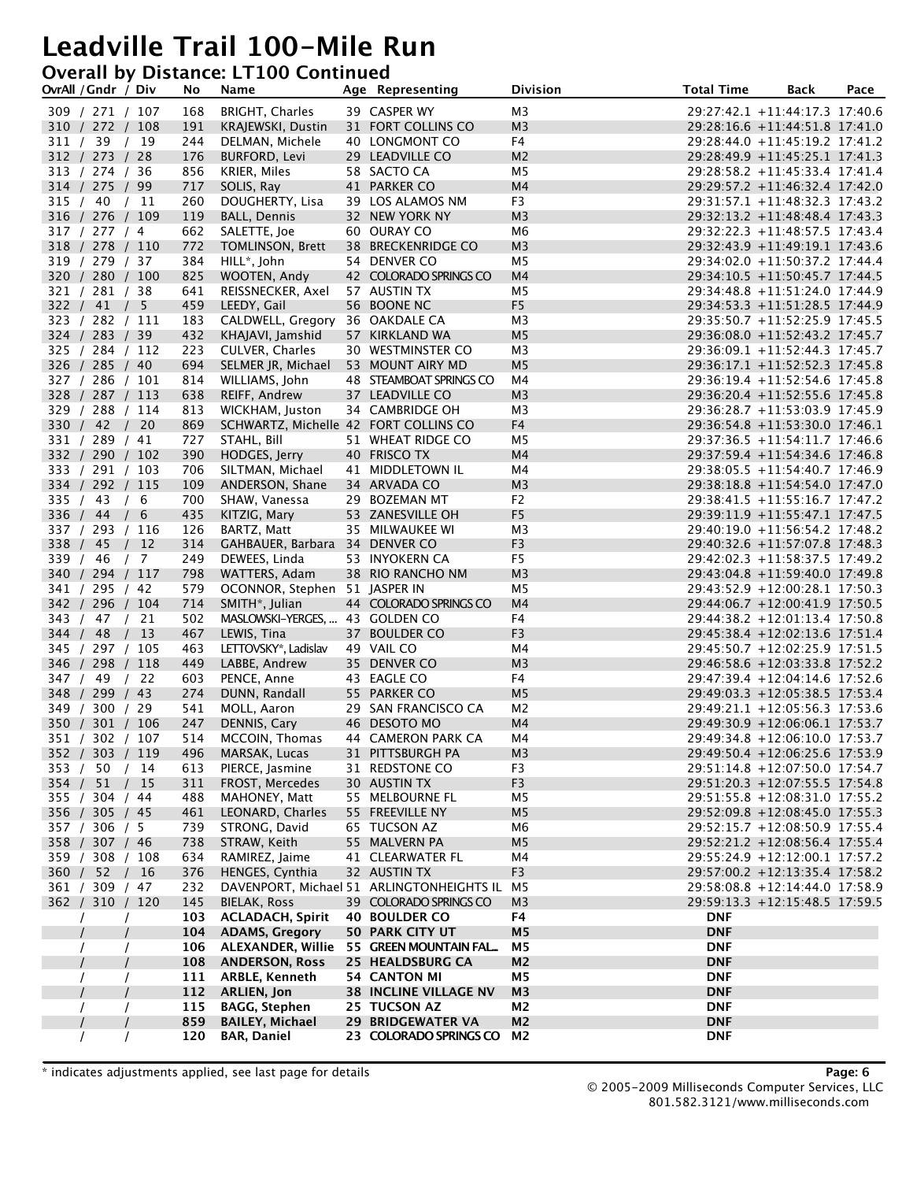# Leadville Trail 100-Mile Run

## Overall by Distance: LT100 Continued

| OvrAll / Gndr / Div | No | Name | Age | Representing | Division | Total Time | Back | Pace |
|---|---|---|---|---|---|---|---|---|
| 309 / 271 / 107 | 168 | BRIGHT, Charles | 39 | CASPER WY | M3 | 29:27:42.1 | +11:44:17.3 | 17:40.6 |
| 310 / 272 / 108 | 191 | KRAJEWSKI, Dustin | 31 | FORT COLLINS CO | M3 | 29:28:16.6 | +11:44:51.8 | 17:41.0 |
| 311 / 39 / 19 | 244 | DELMAN, Michele | 40 | LONGMONT CO | F4 | 29:28:44.0 | +11:45:19.2 | 17:41.2 |
| 312 / 273 / 28 | 176 | BURFORD, Levi | 29 | LEADVILLE CO | M2 | 29:28:49.9 | +11:45:25.1 | 17:41.3 |
| 313 / 274 / 36 | 856 | KRIER, Miles | 58 | SACTO CA | M5 | 29:28:58.2 | +11:45:33.4 | 17:41.4 |
| 314 / 275 / 99 | 717 | SOLIS, Ray | 41 | PARKER CO | M4 | 29:29:57.2 | +11:46:32.4 | 17:42.0 |
| 315 / 40 / 11 | 260 | DOUGHERTY, Lisa | 39 | LOS ALAMOS NM | F3 | 29:31:57.1 | +11:48:32.3 | 17:43.2 |
| 316 / 276 / 109 | 119 | BALL, Dennis | 32 | NEW YORK NY | M3 | 29:32:13.2 | +11:48:48.4 | 17:43.3 |
| 317 / 277 / 4 | 662 | SALETTE, Joe | 60 | OURAY CO | M6 | 29:32:22.3 | +11:48:57.5 | 17:43.4 |
| 318 / 278 / 110 | 772 | TOMLINSON, Brett | 38 | BRECKENRIDGE CO | M3 | 29:32:43.9 | +11:49:19.1 | 17:43.6 |
| 319 / 279 / 37 | 384 | HILL*, John | 54 | DENVER CO | M5 | 29:34:02.0 | +11:50:37.2 | 17:44.4 |
| 320 / 280 / 100 | 825 | WOOTEN, Andy | 42 | COLORADO SPRINGS CO | M4 | 29:34:10.5 | +11:50:45.7 | 17:44.5 |
| 321 / 281 / 38 | 641 | REISSNECKER, Axel | 57 | AUSTIN TX | M5 | 29:34:48.8 | +11:51:24.0 | 17:44.9 |
| 322 / 41 / 5 | 459 | LEEDY, Gail | 56 | BOONE NC | F5 | 29:34:53.3 | +11:51:28.5 | 17:44.9 |
| 323 / 282 / 111 | 183 | CALDWELL, Gregory | 36 | OAKDALE CA | M3 | 29:35:50.7 | +11:52:25.9 | 17:45.5 |
| 324 / 283 / 39 | 432 | KHAJAVI, Jamshid | 57 | KIRKLAND WA | M5 | 29:36:08.0 | +11:52:43.2 | 17:45.7 |
| 325 / 284 / 112 | 223 | CULVER, Charles | 30 | WESTMINSTER CO | M3 | 29:36:09.1 | +11:52:44.3 | 17:45.7 |
| 326 / 285 / 40 | 694 | SELMER JR, Michael | 53 | MOUNT AIRY MD | M5 | 29:36:17.1 | +11:52:52.3 | 17:45.8 |
| 327 / 286 / 101 | 814 | WILLIAMS, John | 48 | STEAMBOAT SPRINGS CO | M4 | 29:36:19.4 | +11:52:54.6 | 17:45.8 |
| 328 / 287 / 113 | 638 | REIFF, Andrew | 37 | LEADVILLE CO | M3 | 29:36:20.4 | +11:52:55.6 | 17:45.8 |
| 329 / 288 / 114 | 813 | WICKHAM, Juston | 34 | CAMBRIDGE OH | M3 | 29:36:28.7 | +11:53:03.9 | 17:45.9 |
| 330 / 42 / 20 | 869 | SCHWARTZ, Michelle | 42 | FORT COLLINS CO | F4 | 29:36:54.8 | +11:53:30.0 | 17:46.1 |
| 331 / 289 / 41 | 727 | STAHL, Bill | 51 | WHEAT RIDGE CO | M5 | 29:37:36.5 | +11:54:11.7 | 17:46.6 |
| 332 / 290 / 102 | 390 | HODGES, Jerry | 40 | FRISCO TX | M4 | 29:37:59.4 | +11:54:34.6 | 17:46.8 |
| 333 / 291 / 103 | 706 | SILTMAN, Michael | 41 | MIDDLETOWN IL | M4 | 29:38:05.5 | +11:54:40.7 | 17:46.9 |
| 334 / 292 / 115 | 109 | ANDERSON, Shane | 34 | ARVADA CO | M3 | 29:38:18.8 | +11:54:54.0 | 17:47.0 |
| 335 / 43 / 6 | 700 | SHAW, Vanessa | 29 | BOZEMAN MT | F2 | 29:38:41.5 | +11:55:16.7 | 17:47.2 |
| 336 / 44 / 6 | 435 | KITZIG, Mary | 53 | ZANESVILLE OH | F5 | 29:39:11.9 | +11:55:47.1 | 17:47.5 |
| 337 / 293 / 116 | 126 | BARTZ, Matt | 35 | MILWAUKEE WI | M3 | 29:40:19.0 | +11:56:54.2 | 17:48.2 |
| 338 / 45 / 12 | 314 | GAHBAUER, Barbara | 34 | DENVER CO | F3 | 29:40:32.6 | +11:57:07.8 | 17:48.3 |
| 339 / 46 / 7 | 249 | DEWEES, Linda | 53 | INYOKERN CA | F5 | 29:42:02.3 | +11:58:37.5 | 17:49.2 |
| 340 / 294 / 117 | 798 | WATTERS, Adam | 38 | RIO RANCHO NM | M3 | 29:43:04.8 | +11:59:40.0 | 17:49.8 |
| 341 / 295 / 42 | 579 | OCONNOR, Stephen | 51 | JASPER IN | M5 | 29:43:52.9 | +12:00:28.1 | 17:50.3 |
| 342 / 296 / 104 | 714 | SMITH*, Julian | 44 | COLORADO SPRINGS CO | M4 | 29:44:06.7 | +12:00:41.9 | 17:50.5 |
| 343 / 47 / 21 | 502 | MASLOWSKI-YERGES, ... | 43 | GOLDEN CO | F4 | 29:44:38.2 | +12:01:13.4 | 17:50.8 |
| 344 / 48 / 13 | 467 | LEWIS, Tina | 37 | BOULDER CO | F3 | 29:45:38.4 | +12:02:13.6 | 17:51.4 |
| 345 / 297 / 105 | 463 | LETTOVSKY*, Ladislav | 49 | VAIL CO | M4 | 29:45:50.7 | +12:02:25.9 | 17:51.5 |
| 346 / 298 / 118 | 449 | LABBE, Andrew | 35 | DENVER CO | M3 | 29:46:58.6 | +12:03:33.8 | 17:52.2 |
| 347 / 49 / 22 | 603 | PENCE, Anne | 43 | EAGLE CO | F4 | 29:47:39.4 | +12:04:14.6 | 17:52.6 |
| 348 / 299 / 43 | 274 | DUNN, Randall | 55 | PARKER CO | M5 | 29:49:03.3 | +12:05:38.5 | 17:53.4 |
| 349 / 300 / 29 | 541 | MOLL, Aaron | 29 | SAN FRANCISCO CA | M2 | 29:49:21.1 | +12:05:56.3 | 17:53.6 |
| 350 / 301 / 106 | 247 | DENNIS, Cary | 46 | DESOTO MO | M4 | 29:49:30.9 | +12:06:06.1 | 17:53.7 |
| 351 / 302 / 107 | 514 | MCCOIN, Thomas | 44 | CAMERON PARK CA | M4 | 29:49:34.8 | +12:06:10.0 | 17:53.7 |
| 352 / 303 / 119 | 496 | MARSAK, Lucas | 31 | PITTSBURGH PA | M3 | 29:49:50.4 | +12:06:25.6 | 17:53.9 |
| 353 / 50 / 14 | 613 | PIERCE, Jasmine | 31 | REDSTONE CO | F3 | 29:51:14.8 | +12:07:50.0 | 17:54.7 |
| 354 / 51 / 15 | 311 | FROST, Mercedes | 30 | AUSTIN TX | F3 | 29:51:20.3 | +12:07:55.5 | 17:54.8 |
| 355 / 304 / 44 | 488 | MAHONEY, Matt | 55 | MELBOURNE FL | M5 | 29:51:55.8 | +12:08:31.0 | 17:55.2 |
| 356 / 305 / 45 | 461 | LEONARD, Charles | 55 | FREEVILLE NY | M5 | 29:52:09.8 | +12:08:45.0 | 17:55.3 |
| 357 / 306 / 5 | 739 | STRONG, David | 65 | TUCSON AZ | M6 | 29:52:15.7 | +12:08:50.9 | 17:55.4 |
| 358 / 307 / 46 | 738 | STRAW, Keith | 55 | MALVERN PA | M5 | 29:52:21.2 | +12:08:56.4 | 17:55.4 |
| 359 / 308 / 108 | 634 | RAMIREZ, Jaime | 41 | CLEARWATER FL | M4 | 29:55:24.9 | +12:12:00.1 | 17:57.2 |
| 360 / 52 / 16 | 376 | HENGES, Cynthia | 32 | AUSTIN TX | F3 | 29:57:00.2 | +12:13:35.4 | 17:58.2 |
| 361 / 309 / 47 | 232 | DAVENPORT, Michael | 51 | ARLINGTONHEIGHTS IL | M5 | 29:58:08.8 | +12:14:40.0 | 17:58.9 |
| 362 / 310 / 120 | 145 | BIELAK, Ross | 39 | COLORADO SPRINGS CO | M3 | 29:59:13.3 | +12:15:48.5 | 17:59.5 |
| / / | 103 | **ACLADACH, Spirit** | 40 | **BOULDER CO** | F4 | DNF | | |
| / / | 104 | **ADAMS, Gregory** | 50 | **PARK CITY UT** | M5 | DNF | | |
| / / | 106 | **ALEXANDER, Willie** | 55 | **GREEN MOUNTAIN FAL...** | M5 | DNF | | |
| / / | 108 | **ANDERSON, Ross** | 25 | **HEALDSBURG CA** | M2 | DNF | | |
| / / | 111 | **ARBLE, Kenneth** | 54 | **CANTON MI** | M5 | DNF | | |
| / / | 112 | **ARLIEN, Jon** | 38 | **INCLINE VILLAGE NV** | M3 | DNF | | |
| / / | 115 | **BAGG, Stephen** | 25 | **TUCSON AZ** | M2 | DNF | | |
| / / | 859 | **BAILEY, Michael** | 29 | **BRIDGEWATER VA** | M2 | DNF | | |
| / / | 120 | **BAR, Daniel** | 23 | **COLORADO SPRINGS CO** | M2 | DNF | | |

\* indicates adjustments applied, see last page for details

© 2005-2009 Milliseconds Computer Services, LLC
801.582.3121/www.milliseconds.com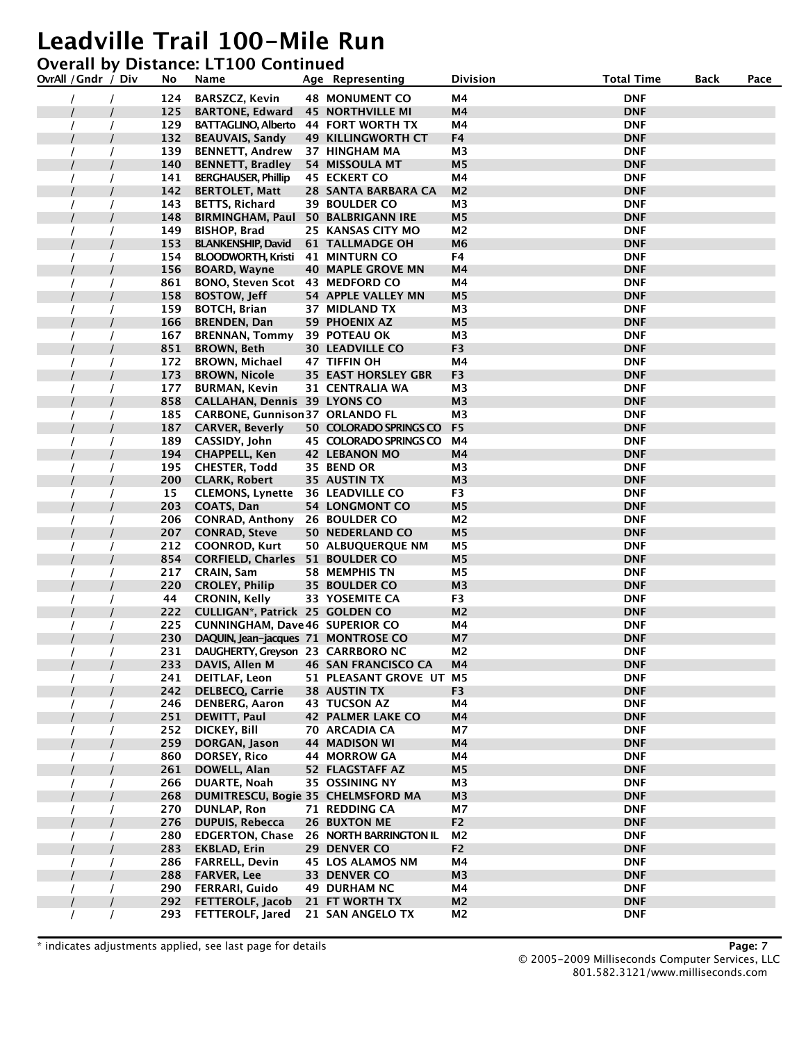# Leadville Trail 100-Mile Run

## Overall by Distance: LT100 Continued

| OvrAll / Gndr / Div | No | Name | Age | Representing | Division | Total Time | Back | Pace |
|---|---|---|---|---|---|---|---|---|
| / / | 124 | BARSZCZ, Kevin | 48 | MONUMENT CO | M4 | DNF | | |
| / / | 125 | BARTONE, Edward | 45 | NORTHVILLE MI | M4 | DNF | | |
| / / | 129 | BATTAGLINO, Alberto | 44 | FORT WORTH TX | M4 | DNF | | |
| / / | 132 | BEAUVAIS, Sandy | 49 | KILLINGWORTH CT | F4 | DNF | | |
| / / | 139 | BENNETT, Andrew | 37 | HINGHAM MA | M3 | DNF | | |
| / / | 140 | BENNETT, Bradley | 54 | MISSOULA MT | M5 | DNF | | |
| / / | 141 | BERGHAUSER, Phillip | 45 | ECKERT CO | M4 | DNF | | |
| / / | 142 | BERTOLET, Matt | 28 | SANTA BARBARA CA | M2 | DNF | | |
| / / | 143 | BETTS, Richard | 39 | BOULDER CO | M3 | DNF | | |
| / / | 148 | BIRMINGHAM, Paul | 50 | BALBRIGANN IRE | M5 | DNF | | |
| / / | 149 | BISHOP, Brad | 25 | KANSAS CITY MO | M2 | DNF | | |
| / / | 153 | BLANKENSHIP, David | 61 | TALLMADGE OH | M6 | DNF | | |
| / / | 154 | BLOODWORTH, Kristi | 41 | MINTURN CO | F4 | DNF | | |
| / / | 156 | BOARD, Wayne | 40 | MAPLE GROVE MN | M4 | DNF | | |
| / / | 861 | BONO, Steven Scot | 43 | MEDFORD CO | M4 | DNF | | |
| / / | 158 | BOSTOW, Jeff | 54 | APPLE VALLEY MN | M5 | DNF | | |
| / / | 159 | BOTCH, Brian | 37 | MIDLAND TX | M3 | DNF | | |
| / / | 166 | BRENDEN, Dan | 59 | PHOENIX AZ | M5 | DNF | | |
| / / | 167 | BRENNAN, Tommy | 39 | POTEAU OK | M3 | DNF | | |
| / / | 851 | BROWN, Beth | 30 | LEADVILLE CO | F3 | DNF | | |
| / / | 172 | BROWN, Michael | 47 | TIFFIN OH | M4 | DNF | | |
| / / | 173 | BROWN, Nicole | 35 | EAST HORSLEY GBR | F3 | DNF | | |
| / / | 177 | BURMAN, Kevin | 31 | CENTRALIA WA | M3 | DNF | | |
| / / | 858 | CALLAHAN, Dennis | 39 | LYONS CO | M3 | DNF | | |
| / / | 185 | CARBONE, Gunnison | 37 | ORLANDO FL | M3 | DNF | | |
| / / | 187 | CARVER, Beverly | 50 | COLORADO SPRINGS CO | F5 | DNF | | |
| / / | 189 | CASSIDY, John | 45 | COLORADO SPRINGS CO | M4 | DNF | | |
| / / | 194 | CHAPPELL, Ken | 42 | LEBANON MO | M4 | DNF | | |
| / / | 195 | CHESTER, Todd | 35 | BEND OR | M3 | DNF | | |
| / / | 200 | CLARK, Robert | 35 | AUSTIN TX | M3 | DNF | | |
| / / | 15 | CLEMONS, Lynette | 36 | LEADVILLE CO | F3 | DNF | | |
| / / | 203 | COATS, Dan | 54 | LONGMONT CO | M5 | DNF | | |
| / / | 206 | CONRAD, Anthony | 26 | BOULDER CO | M2 | DNF | | |
| / / | 207 | CONRAD, Steve | 50 | NEDERLAND CO | M5 | DNF | | |
| / / | 212 | COONROD, Kurt | 50 | ALBUQUERQUE NM | M5 | DNF | | |
| / / | 854 | CORFIELD, Charles | 51 | BOULDER CO | M5 | DNF | | |
| / / | 217 | CRAIN, Sam | 58 | MEMPHIS TN | M5 | DNF | | |
| / / | 220 | CROLEY, Philip | 35 | BOULDER CO | M3 | DNF | | |
| / / | 44 | CRONIN, Kelly | 33 | YOSEMITE CA | F3 | DNF | | |
| / / | 222 | CULLIGAN*, Patrick | 25 | GOLDEN CO | M2 | DNF | | |
| / / | 225 | CUNNINGHAM, Dave | 46 | SUPERIOR CO | M4 | DNF | | |
| / / | 230 | DAQUIN, Jean-jacques | 71 | MONTROSE CO | M7 | DNF | | |
| / / | 231 | DAUGHERTY, Greyson | 23 | CARRBORO NC | M2 | DNF | | |
| / / | 233 | DAVIS, Allen M | 46 | SAN FRANCISCO CA | M4 | DNF | | |
| / / | 241 | DEITLAF, Leon | 51 | PLEASANT GROVE UT | M5 | DNF | | |
| / / | 242 | DELBECQ, Carrie | 38 | AUSTIN TX | F3 | DNF | | |
| / / | 246 | DENBERG, Aaron | 43 | TUCSON AZ | M4 | DNF | | |
| / / | 251 | DEWITT, Paul | 42 | PALMER LAKE CO | M4 | DNF | | |
| / / | 252 | DICKEY, Bill | 70 | ARCADIA CA | M7 | DNF | | |
| / / | 259 | DORGAN, Jason | 44 | MADISON WI | M4 | DNF | | |
| / / | 860 | DORSEY, Rico | 44 | MORROW GA | M4 | DNF | | |
| / / | 261 | DOWELL, Alan | 52 | FLAGSTAFF AZ | M5 | DNF | | |
| / / | 266 | DUARTE, Noah | 35 | OSSINING NY | M3 | DNF | | |
| / / | 268 | DUMITRESCU, Bogie | 35 | CHELMSFORD MA | M3 | DNF | | |
| / / | 270 | DUNLAP, Ron | 71 | REDDING CA | M7 | DNF | | |
| / / | 276 | DUPUIS, Rebecca | 26 | BUXTON ME | F2 | DNF | | |
| / / | 280 | EDGERTON, Chase | 26 | NORTH BARRINGTON IL | M2 | DNF | | |
| / / | 283 | EKBLAD, Erin | 29 | DENVER CO | F2 | DNF | | |
| / / | 286 | FARRELL, Devin | 45 | LOS ALAMOS NM | M4 | DNF | | |
| / / | 288 | FARVER, Lee | 33 | DENVER CO | M3 | DNF | | |
| / / | 290 | FERRARI, Guido | 49 | DURHAM NC | M4 | DNF | | |
| / / | 292 | FETTEROLF, Jacob | 21 | FT WORTH TX | M2 | DNF | | |
| / / | 293 | FETTEROLF, Jared | 21 | SAN ANGELO TX | M2 | DNF | | |

* indicates adjustments applied, see last page for details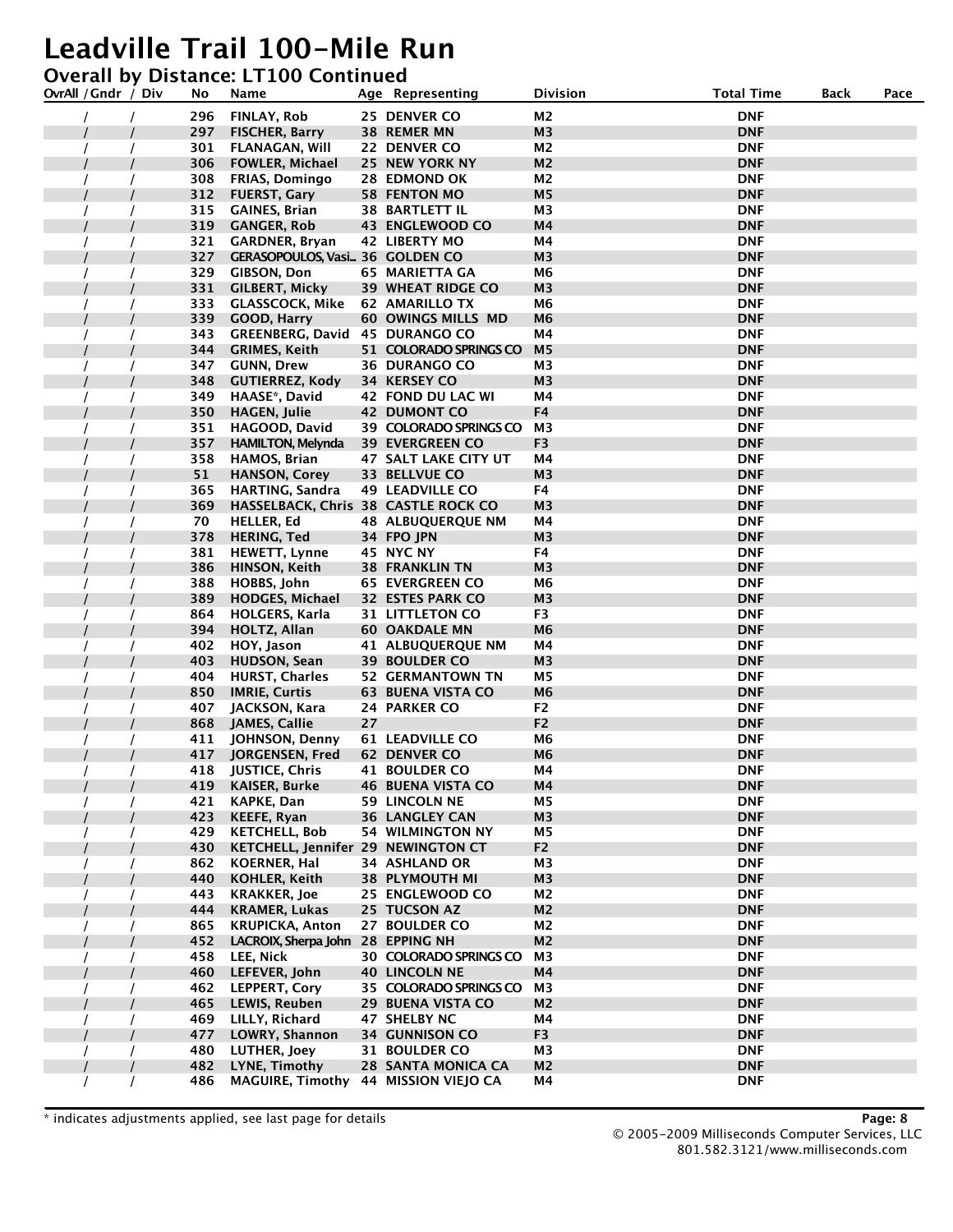# Leadville Trail 100-Mile Run

## Overall by Distance: LT100 Continued

| OvrAll / Gndr / Div | No | Name | Age | Representing | Division | Total Time | Back | Pace |
|---|---|---|---|---|---|---|---|---|
| / / | 296 | FINLAY, Rob | 25 | DENVER CO | M2 | DNF | | |
| / / | 297 | FISCHER, Barry | 38 | REMER MN | M3 | DNF | | |
| / / | 301 | FLANAGAN, Will | 22 | DENVER CO | M2 | DNF | | |
| / / | 306 | FOWLER, Michael | 25 | NEW YORK NY | M2 | DNF | | |
| / / | 308 | FRIAS, Domingo | 28 | EDMOND OK | M2 | DNF | | |
| / / | 312 | FUERST, Gary | 58 | FENTON MO | M5 | DNF | | |
| / / | 315 | GAINES, Brian | 38 | BARTLETT IL | M3 | DNF | | |
| / / | 319 | GANGER, Rob | 43 | ENGLEWOOD CO | M4 | DNF | | |
| / / | 321 | GARDNER, Bryan | 42 | LIBERTY MO | M4 | DNF | | |
| / / | 327 | GERASOPOULOS, Vasi... | 36 | GOLDEN CO | M3 | DNF | | |
| / / | 329 | GIBSON, Don | 65 | MARIETTA GA | M6 | DNF | | |
| / / | 331 | GILBERT, Micky | 39 | WHEAT RIDGE CO | M3 | DNF | | |
| / / | 333 | GLASSCOCK, Mike | 62 | AMARILLO TX | M6 | DNF | | |
| / / | 339 | GOOD, Harry | 60 | OWINGS MILLS MD | M6 | DNF | | |
| / / | 343 | GREENBERG, David | 45 | DURANGO CO | M4 | DNF | | |
| / / | 344 | GRIMES, Keith | 51 | COLORADO SPRINGS CO | M5 | DNF | | |
| / / | 347 | GUNN, Drew | 36 | DURANGO CO | M3 | DNF | | |
| / / | 348 | GUTIERREZ, Kody | 34 | KERSEY CO | M3 | DNF | | |
| / / | 349 | HAASE*, David | 42 | FOND DU LAC WI | M4 | DNF | | |
| / / | 350 | HAGEN, Julie | 42 | DUMONT CO | F4 | DNF | | |
| / / | 351 | HAGOOD, David | 39 | COLORADO SPRINGS CO | M3 | DNF | | |
| / / | 357 | HAMILTON, Melynda | 39 | EVERGREEN CO | F3 | DNF | | |
| / / | 358 | HAMOS, Brian | 47 | SALT LAKE CITY UT | M4 | DNF | | |
| / / | 51 | HANSON, Corey | 33 | BELLVUE CO | M3 | DNF | | |
| / / | 365 | HARTING, Sandra | 49 | LEADVILLE CO | F4 | DNF | | |
| / / | 369 | HASSELBACK, Chris | 38 | CASTLE ROCK CO | M3 | DNF | | |
| / / | 70 | HELLER, Ed | 48 | ALBUQUERQUE NM | M4 | DNF | | |
| / / | 378 | HERING, Ted | 34 | FPO JPN | M3 | DNF | | |
| / / | 381 | HEWETT, Lynne | 45 | NYC NY | F4 | DNF | | |
| / / | 386 | HINSON, Keith | 38 | FRANKLIN TN | M3 | DNF | | |
| / / | 388 | HOBBS, John | 65 | EVERGREEN CO | M6 | DNF | | |
| / / | 389 | HODGES, Michael | 32 | ESTES PARK CO | M3 | DNF | | |
| / / | 864 | HOLGERS, Karla | 31 | LITTLETON CO | F3 | DNF | | |
| / / | 394 | HOLTZ, Allan | 60 | OAKDALE MN | M6 | DNF | | |
| / / | 402 | HOY, Jason | 41 | ALBUQUERQUE NM | M4 | DNF | | |
| / / | 403 | HUDSON, Sean | 39 | BOULDER CO | M3 | DNF | | |
| / / | 404 | HURST, Charles | 52 | GERMANTOWN TN | M5 | DNF | | |
| / / | 850 | IMRIE, Curtis | 63 | BUENA VISTA CO | M6 | DNF | | |
| / / | 407 | JACKSON, Kara | 24 | PARKER CO | F2 | DNF | | |
| / / | 868 | JAMES, Callie | 27 | | F2 | DNF | | |
| / / | 411 | JOHNSON, Denny | 61 | LEADVILLE CO | M6 | DNF | | |
| / / | 417 | JORGENSEN, Fred | 62 | DENVER CO | M6 | DNF | | |
| / / | 418 | JUSTICE, Chris | 41 | BOULDER CO | M4 | DNF | | |
| / / | 419 | KAISER, Burke | 46 | BUENA VISTA CO | M4 | DNF | | |
| / / | 421 | KAPKE, Dan | 59 | LINCOLN NE | M5 | DNF | | |
| / / | 423 | KEEFE, Ryan | 36 | LANGLEY CAN | M3 | DNF | | |
| / / | 429 | KETCHELL, Bob | 54 | WILMINGTON NY | M5 | DNF | | |
| / / | 430 | KETCHELL, Jennifer | 29 | NEWINGTON CT | F2 | DNF | | |
| / / | 862 | KOERNER, Hal | 34 | ASHLAND OR | M3 | DNF | | |
| / / | 440 | KOHLER, Keith | 38 | PLYMOUTH MI | M3 | DNF | | |
| / / | 443 | KRAKKER, Joe | 25 | ENGLEWOOD CO | M2 | DNF | | |
| / / | 444 | KRAMER, Lukas | 25 | TUCSON AZ | M2 | DNF | | |
| / / | 865 | KRUPICKA, Anton | 27 | BOULDER CO | M2 | DNF | | |
| / / | 452 | LACROIX, Sherpa John | 28 | EPPING NH | M2 | DNF | | |
| / / | 458 | LEE, Nick | 30 | COLORADO SPRINGS CO | M3 | DNF | | |
| / / | 460 | LEFEVER, John | 40 | LINCOLN NE | M4 | DNF | | |
| / / | 462 | LEPPERT, Cory | 35 | COLORADO SPRINGS CO | M3 | DNF | | |
| / / | 465 | LEWIS, Reuben | 29 | BUENA VISTA CO | M2 | DNF | | |
| / / | 469 | LILLY, Richard | 47 | SHELBY NC | M4 | DNF | | |
| / / | 477 | LOWRY, Shannon | 34 | GUNNISON CO | F3 | DNF | | |
| / / | 480 | LUTHER, Joey | 31 | BOULDER CO | M3 | DNF | | |
| / / | 482 | LYNE, Timothy | 28 | SANTA MONICA CA | M2 | DNF | | |
| / / | 486 | MAGUIRE, Timothy | 44 | MISSION VIEJO CA | M4 | DNF | | |

\* indicates adjustments applied, see last page for details

© 2005-2009 Milliseconds Computer Services, LLC
801.582.3121/www.milliseconds.com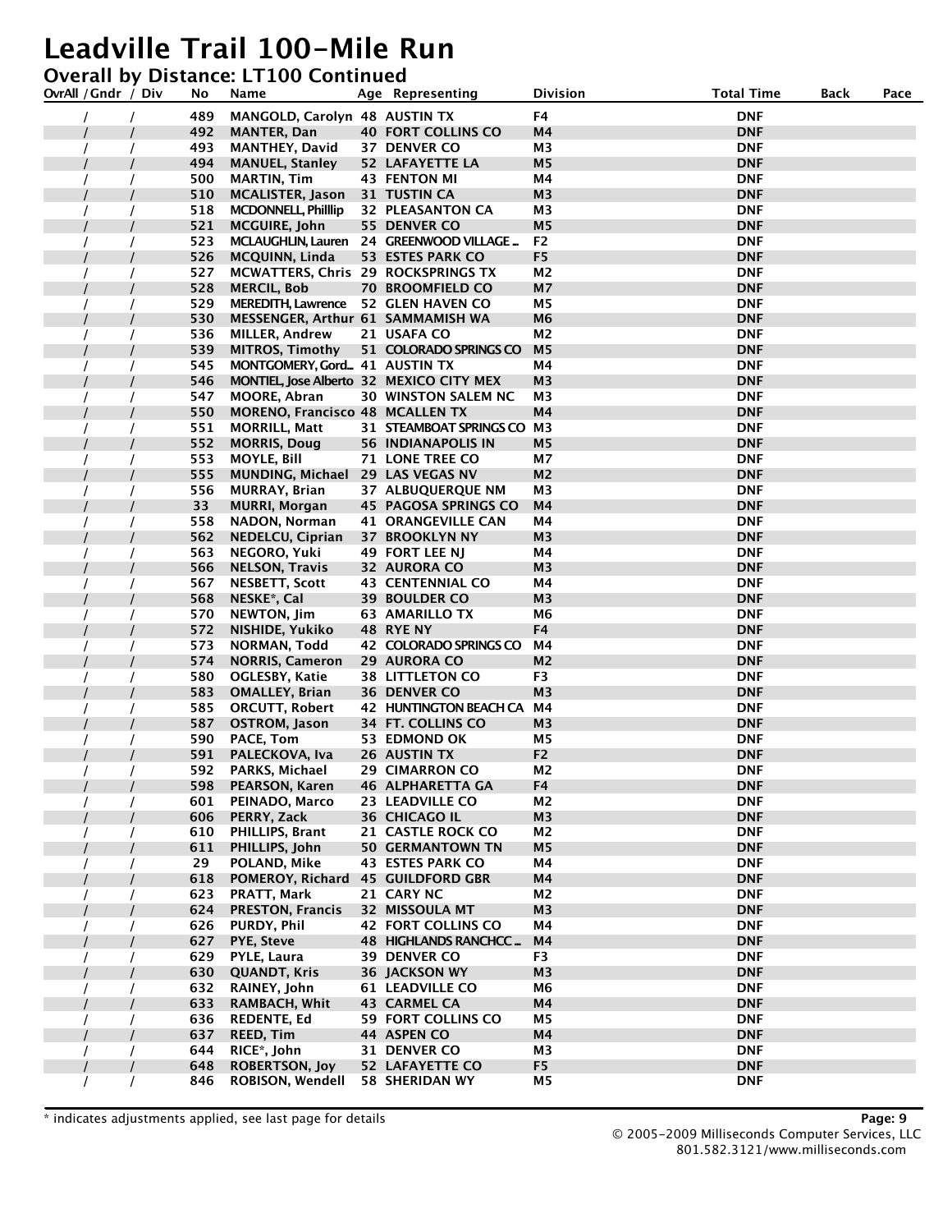# Leadville Trail 100-Mile Run

## Overall by Distance: LT100 Continued

| OvrAll / Gndr / Div | No | Name | Age | Representing | Division | Total Time | Back | Pace |
|---|---|---|---|---|---|---|---|---|
| / / | 489 | MANGOLD, Carolyn | 48 | AUSTIN TX | F4 | DNF | | |
| / / | 492 | MANTER, Dan | 40 | FORT COLLINS CO | M4 | DNF | | |
| / / | 493 | MANTHEY, David | 37 | DENVER CO | M3 | DNF | | |
| / / | 494 | MANUEL, Stanley | 52 | LAFAYETTE LA | M5 | DNF | | |
| / / | 500 | MARTIN, Tim | 43 | FENTON MI | M4 | DNF | | |
| / / | 510 | MCALISTER, Jason | 31 | TUSTIN CA | M3 | DNF | | |
| / / | 518 | MCDONNELL, Philllip | 32 | PLEASANTON CA | M3 | DNF | | |
| / / | 521 | MCGUIRE, John | 55 | DENVER CO | M5 | DNF | | |
| / / | 523 | MCLAUGHLIN, Lauren | 24 | GREENWOOD VILLAGE ... | F2 | DNF | | |
| / / | 526 | MCQUINN, Linda | 53 | ESTES PARK CO | F5 | DNF | | |
| / / | 527 | MCWATTERS, Chris | 29 | ROCKSPRINGS TX | M2 | DNF | | |
| / / | 528 | MERCIL, Bob | 70 | BROOMFIELD CO | M7 | DNF | | |
| / / | 529 | MEREDITH, Lawrence | 52 | GLEN HAVEN CO | M5 | DNF | | |
| / / | 530 | MESSENGER, Arthur | 61 | SAMMAMISH WA | M6 | DNF | | |
| / / | 536 | MILLER, Andrew | 21 | USAFA CO | M2 | DNF | | |
| / / | 539 | MITROS, Timothy | 51 | COLORADO SPRINGS CO | M5 | DNF | | |
| / / | 545 | MONTGOMERY, Gord... | 41 | AUSTIN TX | M4 | DNF | | |
| / / | 546 | MONTIEL, Jose Alberto | 32 | MEXICO CITY MEX | M3 | DNF | | |
| / / | 547 | MOORE, Abran | 30 | WINSTON SALEM NC | M3 | DNF | | |
| / / | 550 | MORENO, Francisco | 48 | MCALLEN TX | M4 | DNF | | |
| / / | 551 | MORRILL, Matt | 31 | STEAMBOAT SPRINGS CO | M3 | DNF | | |
| / / | 552 | MORRIS, Doug | 56 | INDIANAPOLIS IN | M5 | DNF | | |
| / / | 553 | MOYLE, Bill | 71 | LONE TREE CO | M7 | DNF | | |
| / / | 555 | MUNDING, Michael | 29 | LAS VEGAS NV | M2 | DNF | | |
| / / | 556 | MURRAY, Brian | 37 | ALBUQUERQUE NM | M3 | DNF | | |
| / / | 33 | MURRI, Morgan | 45 | PAGOSA SPRINGS CO | M4 | DNF | | |
| / / | 558 | NADON, Norman | 41 | ORANGEVILLE CAN | M4 | DNF | | |
| / / | 562 | NEDELCU, Ciprian | 37 | BROOKLYN NY | M3 | DNF | | |
| / / | 563 | NEGORO, Yuki | 49 | FORT LEE NJ | M4 | DNF | | |
| / / | 566 | NELSON, Travis | 32 | AURORA CO | M3 | DNF | | |
| / / | 567 | NESBETT, Scott | 43 | CENTENNIAL CO | M4 | DNF | | |
| / / | 568 | NESKE*, Cal | 39 | BOULDER CO | M3 | DNF | | |
| / / | 570 | NEWTON, Jim | 63 | AMARILLO TX | M6 | DNF | | |
| / / | 572 | NISHIDE, Yukiko | 48 | RYE NY | F4 | DNF | | |
| / / | 573 | NORMAN, Todd | 42 | COLORADO SPRINGS CO | M4 | DNF | | |
| / / | 574 | NORRIS, Cameron | 29 | AURORA CO | M2 | DNF | | |
| / / | 580 | OGLESBY, Katie | 38 | LITTLETON CO | F3 | DNF | | |
| / / | 583 | OMALLEY, Brian | 36 | DENVER CO | M3 | DNF | | |
| / / | 585 | ORCUTT, Robert | 42 | HUNTINGTON BEACH CA | M4 | DNF | | |
| / / | 587 | OSTROM, Jason | 34 | FT. COLLINS CO | M3 | DNF | | |
| / / | 590 | PACE, Tom | 53 | EDMOND OK | M5 | DNF | | |
| / / | 591 | PALECKOVA, Iva | 26 | AUSTIN TX | F2 | DNF | | |
| / / | 592 | PARKS, Michael | 29 | CIMARRON CO | M2 | DNF | | |
| / / | 598 | PEARSON, Karen | 46 | ALPHARETTA GA | F4 | DNF | | |
| / / | 601 | PEINADO, Marco | 23 | LEADVILLE CO | M2 | DNF | | |
| / / | 606 | PERRY, Zack | 36 | CHICAGO IL | M3 | DNF | | |
| / / | 610 | PHILLIPS, Brant | 21 | CASTLE ROCK CO | M2 | DNF | | |
| / / | 611 | PHILLIPS, John | 50 | GERMANTOWN TN | M5 | DNF | | |
| / / | 29 | POLAND, Mike | 43 | ESTES PARK CO | M4 | DNF | | |
| / / | 618 | POMEROY, Richard | 45 | GUILDFORD GBR | M4 | DNF | | |
| / / | 623 | PRATT, Mark | 21 | CARY NC | M2 | DNF | | |
| / / | 624 | PRESTON, Francis | 32 | MISSOULA MT | M3 | DNF | | |
| / / | 626 | PURDY, Phil | 42 | FORT COLLINS CO | M4 | DNF | | |
| / / | 627 | PYE, Steve | 48 | HIGHLANDS RANCHCC ... | M4 | DNF | | |
| / / | 629 | PYLE, Laura | 39 | DENVER CO | F3 | DNF | | |
| / / | 630 | QUANDT, Kris | 36 | JACKSON WY | M3 | DNF | | |
| / / | 632 | RAINEY, John | 61 | LEADVILLE CO | M6 | DNF | | |
| / / | 633 | RAMBACH, Whit | 43 | CARMEL CA | M4 | DNF | | |
| / / | 636 | REDENTE, Ed | 59 | FORT COLLINS CO | M5 | DNF | | |
| / / | 637 | REED, Tim | 44 | ASPEN CO | M4 | DNF | | |
| / / | 644 | RICE*, John | 31 | DENVER CO | M3 | DNF | | |
| / / | 648 | ROBERTSON, Joy | 52 | LAFAYETTE CO | F5 | DNF | | |
| / / | 846 | ROBISON, Wendell | 58 | SHERIDAN WY | M5 | DNF | | |

\* indicates adjustments applied, see last page for details

© 2005-2009 Milliseconds Computer Services, LLC
801.582.3121/www.milliseconds.com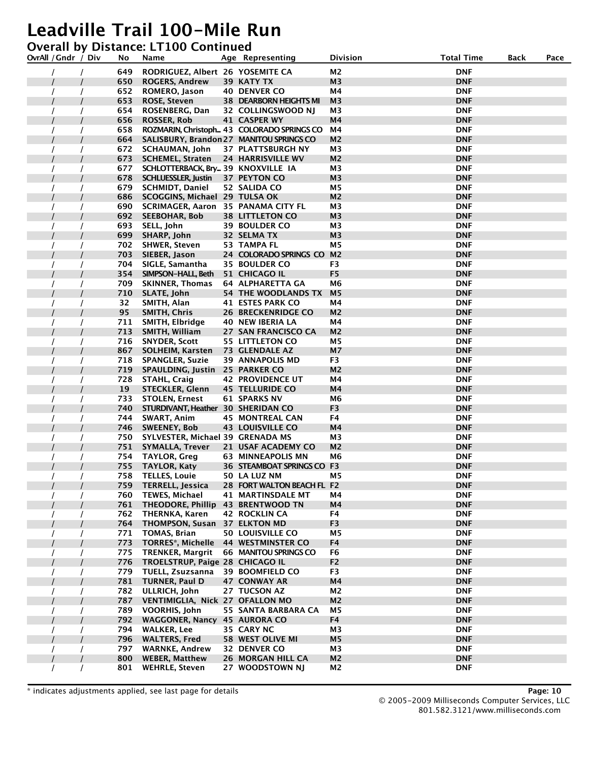# Leadville Trail 100-Mile Run

## Overall by Distance: LT100 Continued

| OvrAll / Gndr / Div | No | Name | Age | Representing | Division | Total Time | Back | Pace |
|---|---|---|---|---|---|---|---|---|
| / / | 649 | RODRIGUEZ, Albert | 26 | YOSEMITE CA | M2 | DNF | | |
| / / | 650 | ROGERS, Andrew | 39 | KATY TX | M3 | DNF | | |
| / / | 652 | ROMERO, Jason | 40 | DENVER CO | M4 | DNF | | |
| / / | 653 | ROSE, Steven | 38 | DEARBORN HEIGHTS MI | M3 | DNF | | |
| / / | 654 | ROSENBERG, Dan | 32 | COLLINGSWOOD NJ | M3 | DNF | | |
| / / | 656 | ROSSER, Rob | 41 | CASPER WY | M4 | DNF | | |
| / / | 658 | ROZMARIN, Christoph... | 43 | COLORADO SPRINGS CO | M4 | DNF | | |
| / / | 664 | SALISBURY, Brandon | 27 | MANITOU SPRINGS CO | M2 | DNF | | |
| / / | 672 | SCHAUMAN, John | 37 | PLATTSBURGH NY | M3 | DNF | | |
| / / | 673 | SCHEMEL, Straten | 24 | HARRISVILLE WV | M2 | DNF | | |
| / / | 677 | SCHLOTTERBACK, Bry... | 39 | KNOXVILLE IA | M3 | DNF | | |
| / / | 678 | SCHLUESSLER, Justin | 37 | PEYTON CO | M3 | DNF | | |
| / / | 679 | SCHMIDT, Daniel | 52 | SALIDA CO | M5 | DNF | | |
| / / | 686 | SCOGGINS, Michael | 29 | TULSA OK | M2 | DNF | | |
| / / | 690 | SCRIMAGER, Aaron | 35 | PANAMA CITY FL | M3 | DNF | | |
| / / | 692 | SEEBOHAR, Bob | 38 | LITTLETON CO | M3 | DNF | | |
| / / | 693 | SELL, John | 39 | BOULDER CO | M3 | DNF | | |
| / / | 699 | SHARP, John | 32 | SELMA TX | M3 | DNF | | |
| / / | 702 | SHWER, Steven | 53 | TAMPA FL | M5 | DNF | | |
| / / | 703 | SIEBER, Jason | 24 | COLORADO SPRINGS CO | M2 | DNF | | |
| / / | 704 | SIGLE, Samantha | 35 | BOULDER CO | F3 | DNF | | |
| / / | 354 | SIMPSON-HALL, Beth | 51 | CHICAGO IL | F5 | DNF | | |
| / / | 709 | SKINNER, Thomas | 64 | ALPHARETTA GA | M6 | DNF | | |
| / / | 710 | SLATE, John | 54 | THE WOODLANDS TX | M5 | DNF | | |
| / / | 32 | SMITH, Alan | 41 | ESTES PARK CO | M4 | DNF | | |
| / / | 95 | SMITH, Chris | 26 | BRECKENRIDGE CO | M2 | DNF | | |
| / / | 711 | SMITH, Elbridge | 40 | NEW IBERIA LA | M4 | DNF | | |
| / / | 713 | SMITH, William | 27 | SAN FRANCISCO CA | M2 | DNF | | |
| / / | 716 | SNYDER, Scott | 55 | LITTLETON CO | M5 | DNF | | |
| / / | 867 | SOLHEIM, Karsten | 73 | GLENDALE AZ | M7 | DNF | | |
| / / | 718 | SPANGLER, Suzie | 39 | ANNAPOLIS MD | F3 | DNF | | |
| / / | 719 | SPAULDING, Justin | 25 | PARKER CO | M2 | DNF | | |
| / / | 728 | STAHL, Craig | 42 | PROVIDENCE UT | M4 | DNF | | |
| / / | 19 | STECKLER, Glenn | 45 | TELLURIDE CO | M4 | DNF | | |
| / / | 733 | STOLEN, Ernest | 61 | SPARKS NV | M6 | DNF | | |
| / / | 740 | STURDIVANT, Heather | 30 | SHERIDAN CO | F3 | DNF | | |
| / / | 744 | SWART, Anim | 45 | MONTREAL CAN | F4 | DNF | | |
| / / | 746 | SWEENEY, Bob | 43 | LOUISVILLE CO | M4 | DNF | | |
| / / | 750 | SYLVESTER, Michael | 39 | GRENADA MS | M3 | DNF | | |
| / / | 751 | SYMALLA, Trever | 21 | USAF ACADEMY CO | M2 | DNF | | |
| / / | 754 | TAYLOR, Greg | 63 | MINNEAPOLIS MN | M6 | DNF | | |
| / / | 755 | TAYLOR, Katy | 36 | STEAMBOAT SPRINGS CO | F3 | DNF | | |
| / / | 758 | TELLES, Louie | 50 | LA LUZ NM | M5 | DNF | | |
| / / | 759 | TERRELL, Jessica | 28 | FORT WALTON BEACH FL | F2 | DNF | | |
| / / | 760 | TEWES, Michael | 41 | MARTINSDALE MT | M4 | DNF | | |
| / / | 761 | THEODORE, Phillip | 43 | BRENTWOOD TN | M4 | DNF | | |
| / / | 762 | THERNKA, Karen | 42 | ROCKLIN CA | F4 | DNF | | |
| / / | 764 | THOMPSON, Susan | 37 | ELKTON MD | F3 | DNF | | |
| / / | 771 | TOMAS, Brian | 50 | LOUISVILLE CO | M5 | DNF | | |
| / / | 773 | TORRES*, Michelle | 44 | WESTMINSTER CO | F4 | DNF | | |
| / / | 775 | TRENKER, Margrit | 66 | MANITOU SPRINGS CO | F6 | DNF | | |
| / / | 776 | TROELSTRUP, Paige | 28 | CHICAGO IL | F2 | DNF | | |
| / / | 779 | TUELL, Zsuzsanna | 39 | BOOMFIELD CO | F3 | DNF | | |
| / / | 781 | TURNER, Paul D | 47 | CONWAY AR | M4 | DNF | | |
| / / | 782 | ULLRICH, John | 27 | TUCSON AZ | M2 | DNF | | |
| / / | 787 | VENTIMIGLIA, Nick | 27 | OFALLON MO | M2 | DNF | | |
| / / | 789 | VOORHIS, John | 55 | SANTA BARBARA CA | M5 | DNF | | |
| / / | 792 | WAGGONER, Nancy | 45 | AURORA CO | F4 | DNF | | |
| / / | 794 | WALKER, Lee | 35 | CARY NC | M3 | DNF | | |
| / / | 796 | WALTERS, Fred | 58 | WEST OLIVE MI | M5 | DNF | | |
| / / | 797 | WARNKE, Andrew | 32 | DENVER CO | M3 | DNF | | |
| / / | 800 | WEBER, Matthew | 26 | MORGAN HILL CA | M2 | DNF | | |
| / / | 801 | WEHRLE, Steven | 27 | WOODSTOWN NJ | M2 | DNF | | |

* indicates adjustments applied, see last page for details

© 2005-2009 Milliseconds Computer Services, LLC
801.582.3121/www.milliseconds.com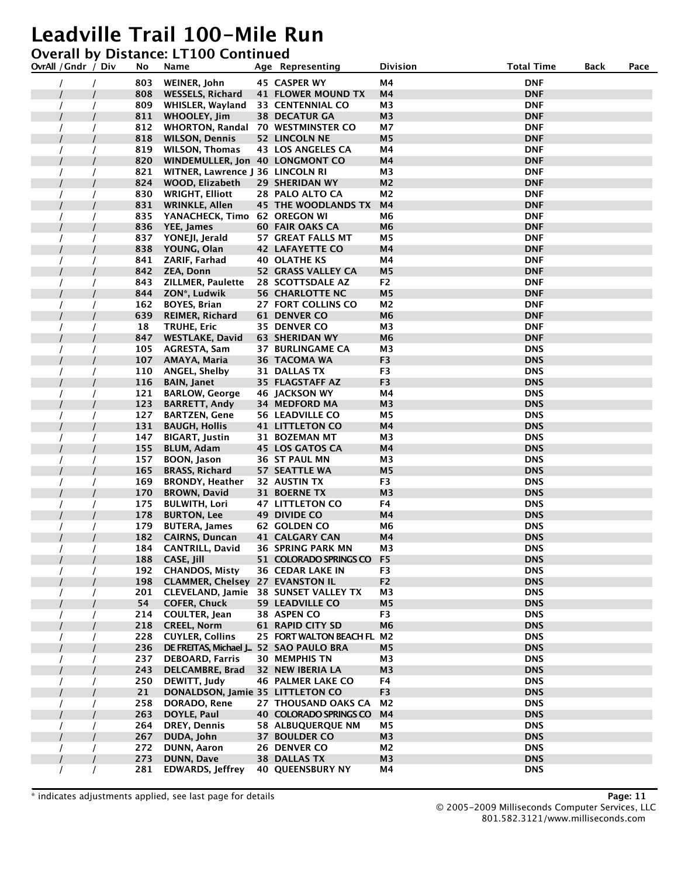# Leadville Trail 100-Mile Run

## Overall by Distance: LT100 Continued

| OvrAll / Gndr / Div | No | Name | Age | Representing | Division | Total Time | Back | Pace |
|---|---|---|---|---|---|---|---|---|
| / / | 803 | WEINER, John | 45 | CASPER WY | M4 | DNF | | |
| / / | 808 | WESSELS, Richard | 41 | FLOWER MOUND TX | M4 | DNF | | |
| / / | 809 | WHISLER, Wayland | 33 | CENTENNIAL CO | M3 | DNF | | |
| / / | 811 | WHOOLEY, Jim | 38 | DECATUR GA | M3 | DNF | | |
| / / | 812 | WHORTON, Randal | 70 | WESTMINSTER CO | M7 | DNF | | |
| / / | 818 | WILSON, Dennis | 52 | LINCOLN NE | M5 | DNF | | |
| / / | 819 | WILSON, Thomas | 43 | LOS ANGELES CA | M4 | DNF | | |
| / / | 820 | WINDEMULLER, Jon | 40 | LONGMONT CO | M4 | DNF | | |
| / / | 821 | WITNER, Lawrence J | 36 | LINCOLN RI | M3 | DNF | | |
| / / | 824 | WOOD, Elizabeth | 29 | SHERIDAN WY | M2 | DNF | | |
| / / | 830 | WRIGHT, Elliott | 28 | PALO ALTO CA | M2 | DNF | | |
| / / | 831 | WRINKLE, Allen | 45 | THE WOODLANDS TX | M4 | DNF | | |
| / / | 835 | YANACHECK, Timo | 62 | OREGON WI | M6 | DNF | | |
| / / | 836 | YEE, James | 60 | FAIR OAKS CA | M6 | DNF | | |
| / / | 837 | YONEJI, Jerald | 57 | GREAT FALLS MT | M5 | DNF | | |
| / / | 838 | YOUNG, Olan | 42 | LAFAYETTE CO | M4 | DNF | | |
| / / | 841 | ZARIF, Farhad | 40 | OLATHE KS | M4 | DNF | | |
| / / | 842 | ZEA, Donn | 52 | GRASS VALLEY CA | M5 | DNF | | |
| / / | 843 | ZILLMER, Paulette | 28 | SCOTTSDALE AZ | F2 | DNF | | |
| / / | 844 | ZON*, Ludwik | 56 | CHARLOTTE NC | M5 | DNF | | |
| / / | 162 | BOYES, Brian | 27 | FORT COLLINS CO | M2 | DNF | | |
| / / | 639 | REIMER, Richard | 61 | DENVER CO | M6 | DNF | | |
| / / | 18 | TRUHE, Eric | 35 | DENVER CO | M3 | DNF | | |
| / / | 847 | WESTLAKE, David | 63 | SHERIDAN WY | M6 | DNF | | |
| / / | 105 | AGRESTA, Sam | 37 | BURLINGAME CA | M3 | DNS | | |
| / / | 107 | AMAYA, Maria | 36 | TACOMA WA | F3 | DNS | | |
| / / | 110 | ANGEL, Shelby | 31 | DALLAS TX | F3 | DNS | | |
| / / | 116 | BAIN, Janet | 35 | FLAGSTAFF AZ | F3 | DNS | | |
| / / | 121 | BARLOW, George | 46 | JACKSON WY | M4 | DNS | | |
| / / | 123 | BARRETT, Andy | 34 | MEDFORD MA | M3 | DNS | | |
| / / | 127 | BARTZEN, Gene | 56 | LEADVILLE CO | M5 | DNS | | |
| / / | 131 | BAUGH, Hollis | 41 | LITTLETON CO | M4 | DNS | | |
| / / | 147 | BIGART, Justin | 31 | BOZEMAN MT | M3 | DNS | | |
| / / | 155 | BLUM, Adam | 45 | LOS GATOS CA | M4 | DNS | | |
| / / | 157 | BOON, Jason | 36 | ST PAUL MN | M3 | DNS | | |
| / / | 165 | BRASS, Richard | 57 | SEATTLE WA | M5 | DNS | | |
| / / | 169 | BRONDY, Heather | 32 | AUSTIN TX | F3 | DNS | | |
| / / | 170 | BROWN, David | 31 | BOERNE TX | M3 | DNS | | |
| / / | 175 | BULWITH, Lori | 47 | LITTLETON CO | F4 | DNS | | |
| / / | 178 | BURTON, Lee | 49 | DIVIDE CO | M4 | DNS | | |
| / / | 179 | BUTERA, James | 62 | GOLDEN CO | M6 | DNS | | |
| / / | 182 | CAIRNS, Duncan | 41 | CALGARY CAN | M4 | DNS | | |
| / / | 184 | CANTRILL, David | 36 | SPRING PARK MN | M3 | DNS | | |
| / / | 188 | CASE, Jill | 51 | COLORADO SPRINGS CO | F5 | DNS | | |
| / / | 192 | CHANDOS, Misty | 36 | CEDAR LAKE IN | F3 | DNS | | |
| / / | 198 | CLAMMER, Chelsey | 27 | EVANSTON IL | F2 | DNS | | |
| / / | 201 | CLEVELAND, Jamie | 38 | SUNSET VALLEY TX | M3 | DNS | | |
| / / | 54 | COFER, Chuck | 59 | LEADVILLE CO | M5 | DNS | | |
| / / | 214 | COULTER, Jean | 38 | ASPEN CO | F3 | DNS | | |
| / / | 218 | CREEL, Norm | 61 | RAPID CITY SD | M6 | DNS | | |
| / / | 228 | CUYLER, Collins | 25 | FORT WALTON BEACH FL | M2 | DNS | | |
| / / | 236 | DE FREITAS, Michael J... | 52 | SAO PAULO BRA | M5 | DNS | | |
| / / | 237 | DEBOARD, Farris | 30 | MEMPHIS TN | M3 | DNS | | |
| / / | 243 | DELCAMBRE, Brad | 32 | NEW IBERIA LA | M3 | DNS | | |
| / / | 250 | DEWITT, Judy | 46 | PALMER LAKE CO | F4 | DNS | | |
| / / | 21 | DONALDSON, Jamie | 35 | LITTLETON CO | F3 | DNS | | |
| / / | 258 | DORADO, Rene | 27 | THOUSAND OAKS CA | M2 | DNS | | |
| / / | 263 | DOYLE, Paul | 40 | COLORADO SPRINGS CO | M4 | DNS | | |
| / / | 264 | DREY, Dennis | 58 | ALBUQUERQUE NM | M5 | DNS | | |
| / / | 267 | DUDA, John | 37 | BOULDER CO | M3 | DNS | | |
| / / | 272 | DUNN, Aaron | 26 | DENVER CO | M2 | DNS | | |
| / / | 273 | DUNN, Dave | 38 | DALLAS TX | M3 | DNS | | |
| / / | 281 | EDWARDS, Jeffrey | 40 | QUEENSBURY NY | M4 | DNS | | |

\* indicates adjustments applied, see last page for details

© 2005-2009 Milliseconds Computer Services, LLC
801.582.3121/www.milliseconds.com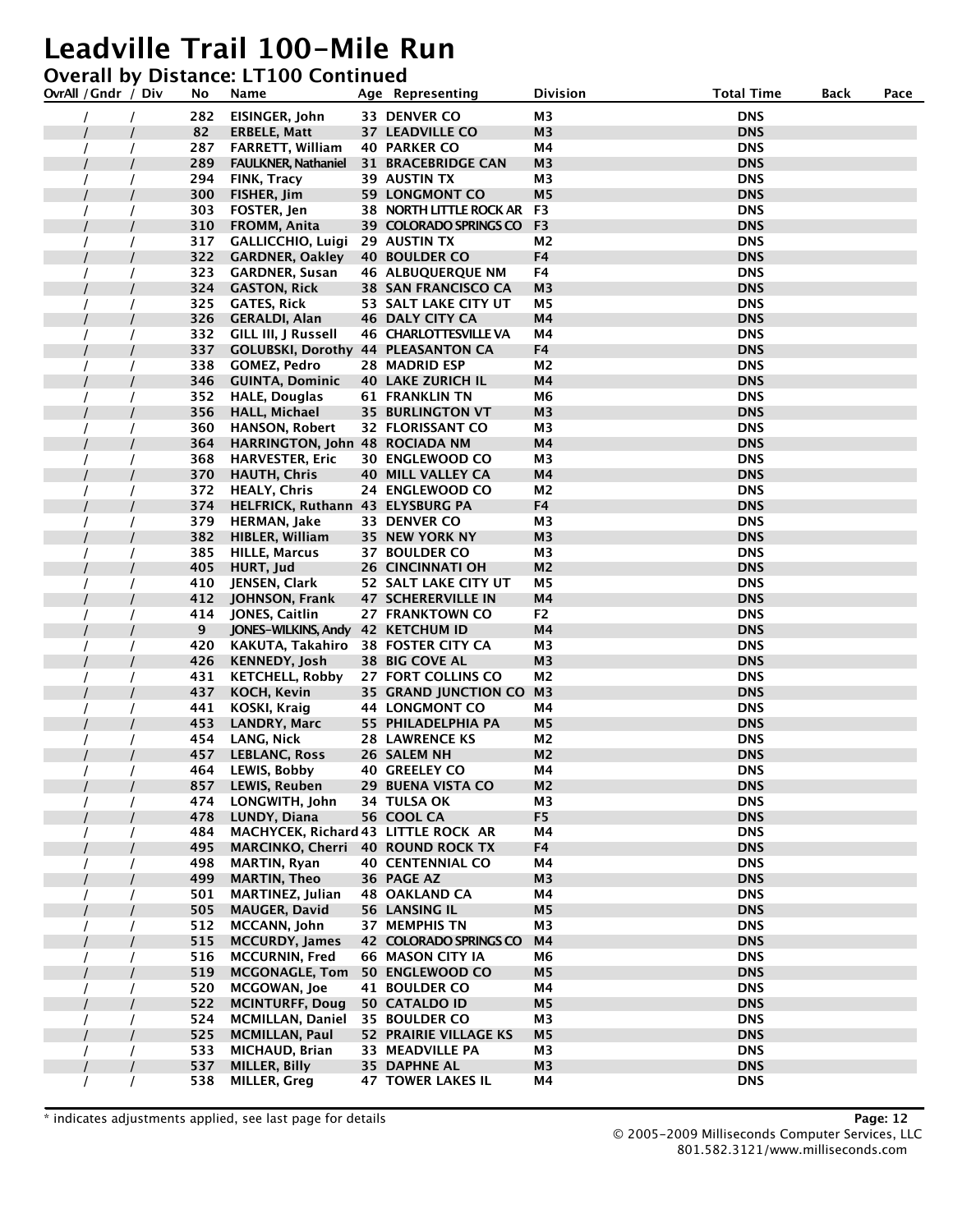# Leadville Trail 100-Mile Run

## Overall by Distance: LT100 Continued

| OvrAll / Gndr / Div | No | Name | Age | Representing | Division | Total Time | Back | Pace |
|---|---|---|---|---|---|---|---|---|
| / / | 282 | EISINGER, John | 33 | DENVER CO | M3 | DNS | | |
| / / | 82 | ERBELE, Matt | 37 | LEADVILLE CO | M3 | DNS | | |
| / / | 287 | FARRETT, William | 40 | PARKER CO | M4 | DNS | | |
| / / | 289 | FAULKNER, Nathaniel | 31 | BRACEBRIDGE CAN | M3 | DNS | | |
| / / | 294 | FINK, Tracy | 39 | AUSTIN TX | M3 | DNS | | |
| / / | 300 | FISHER, Jim | 59 | LONGMONT CO | M5 | DNS | | |
| / / | 303 | FOSTER, Jen | 38 | NORTH LITTLE ROCK AR | F3 | DNS | | |
| / / | 310 | FROMM, Anita | 39 | COLORADO SPRINGS CO | F3 | DNS | | |
| / / | 317 | GALLICCHIO, Luigi | 29 | AUSTIN TX | M2 | DNS | | |
| / / | 322 | GARDNER, Oakley | 40 | BOULDER CO | F4 | DNS | | |
| / / | 323 | GARDNER, Susan | 46 | ALBUQUERQUE NM | F4 | DNS | | |
| / / | 324 | GASTON, Rick | 38 | SAN FRANCISCO CA | M3 | DNS | | |
| / / | 325 | GATES, Rick | 53 | SALT LAKE CITY UT | M5 | DNS | | |
| / / | 326 | GERALDI, Alan | 46 | DALY CITY CA | M4 | DNS | | |
| / / | 332 | GILL III, J Russell | 46 | CHARLOTTESVILLE VA | M4 | DNS | | |
| / / | 337 | GOLUBSKI, Dorothy | 44 | PLEASANTON CA | F4 | DNS | | |
| / / | 338 | GOMEZ, Pedro | 28 | MADRID ESP | M2 | DNS | | |
| / / | 346 | GUINTA, Dominic | 40 | LAKE ZURICH IL | M4 | DNS | | |
| / / | 352 | HALE, Douglas | 61 | FRANKLIN TN | M6 | DNS | | |
| / / | 356 | HALL, Michael | 35 | BURLINGTON VT | M3 | DNS | | |
| / / | 360 | HANSON, Robert | 32 | FLORISSANT CO | M3 | DNS | | |
| / / | 364 | HARRINGTON, John | 48 | ROCIADA NM | M4 | DNS | | |
| / / | 368 | HARVESTER, Eric | 30 | ENGLEWOOD CO | M3 | DNS | | |
| / / | 370 | HAUTH, Chris | 40 | MILL VALLEY CA | M4 | DNS | | |
| / / | 372 | HEALY, Chris | 24 | ENGLEWOOD CO | M2 | DNS | | |
| / / | 374 | HELFRICK, Ruthann | 43 | ELYSBURG PA | F4 | DNS | | |
| / / | 379 | HERMAN, Jake | 33 | DENVER CO | M3 | DNS | | |
| / / | 382 | HIBLER, William | 35 | NEW YORK NY | M3 | DNS | | |
| / / | 385 | HILLE, Marcus | 37 | BOULDER CO | M3 | DNS | | |
| / / | 405 | HURT, Jud | 26 | CINCINNATI OH | M2 | DNS | | |
| / / | 410 | JENSEN, Clark | 52 | SALT LAKE CITY UT | M5 | DNS | | |
| / / | 412 | JOHNSON, Frank | 47 | SCHERERVILLE IN | M4 | DNS | | |
| / / | 414 | JONES, Caitlin | 27 | FRANKTOWN CO | F2 | DNS | | |
| / / | 9 | JONES-WILKINS, Andy | 42 | KETCHUM ID | M4 | DNS | | |
| / / | 420 | KAKUTA, Takahiro | 38 | FOSTER CITY CA | M3 | DNS | | |
| / / | 426 | KENNEDY, Josh | 38 | BIG COVE AL | M3 | DNS | | |
| / / | 431 | KETCHELL, Robby | 27 | FORT COLLINS CO | M2 | DNS | | |
| / / | 437 | KOCH, Kevin | 35 | GRAND JUNCTION CO | M3 | DNS | | |
| / / | 441 | KOSKI, Kraig | 44 | LONGMONT CO | M4 | DNS | | |
| / / | 453 | LANDRY, Marc | 55 | PHILADELPHIA PA | M5 | DNS | | |
| / / | 454 | LANG, Nick | 28 | LAWRENCE KS | M2 | DNS | | |
| / / | 457 | LEBLANC, Ross | 26 | SALEM NH | M2 | DNS | | |
| / / | 464 | LEWIS, Bobby | 40 | GREELEY CO | M4 | DNS | | |
| / / | 857 | LEWIS, Reuben | 29 | BUENA VISTA CO | M2 | DNS | | |
| / / | 474 | LONGWITH, John | 34 | TULSA OK | M3 | DNS | | |
| / / | 478 | LUNDY, Diana | 56 | COOL CA | F5 | DNS | | |
| / / | 484 | MACHYCEK, Richard | 43 | LITTLE ROCK AR | M4 | DNS | | |
| / / | 495 | MARCINKO, Cherri | 40 | ROUND ROCK TX | F4 | DNS | | |
| / / | 498 | MARTIN, Ryan | 40 | CENTENNIAL CO | M4 | DNS | | |
| / / | 499 | MARTIN, Theo | 36 | PAGE AZ | M3 | DNS | | |
| / / | 501 | MARTINEZ, Julian | 48 | OAKLAND CA | M4 | DNS | | |
| / / | 505 | MAUGER, David | 56 | LANSING IL | M5 | DNS | | |
| / / | 512 | MCCANN, John | 37 | MEMPHIS TN | M3 | DNS | | |
| / / | 515 | MCCURDY, James | 42 | COLORADO SPRINGS CO | M4 | DNS | | |
| / / | 516 | MCCURNIN, Fred | 66 | MASON CITY IA | M6 | DNS | | |
| / / | 519 | MCGONAGLE, Tom | 50 | ENGLEWOOD CO | M5 | DNS | | |
| / / | 520 | MCGOWAN, Joe | 41 | BOULDER CO | M4 | DNS | | |
| / / | 522 | MCINTURFF, Doug | 50 | CATALDO ID | M5 | DNS | | |
| / / | 524 | MCMILLAN, Daniel | 35 | BOULDER CO | M3 | DNS | | |
| / / | 525 | MCMILLAN, Paul | 52 | PRAIRIE VILLAGE KS | M5 | DNS | | |
| / / | 533 | MICHAUD, Brian | 33 | MEADVILLE PA | M3 | DNS | | |
| / / | 537 | MILLER, Billy | 35 | DAPHNE AL | M3 | DNS | | |
| / / | 538 | MILLER, Greg | 47 | TOWER LAKES IL | M4 | DNS | | |

\* indicates adjustments applied, see last page for details

© 2005-2009 Milliseconds Computer Services, LLC
801.582.3121/www.milliseconds.com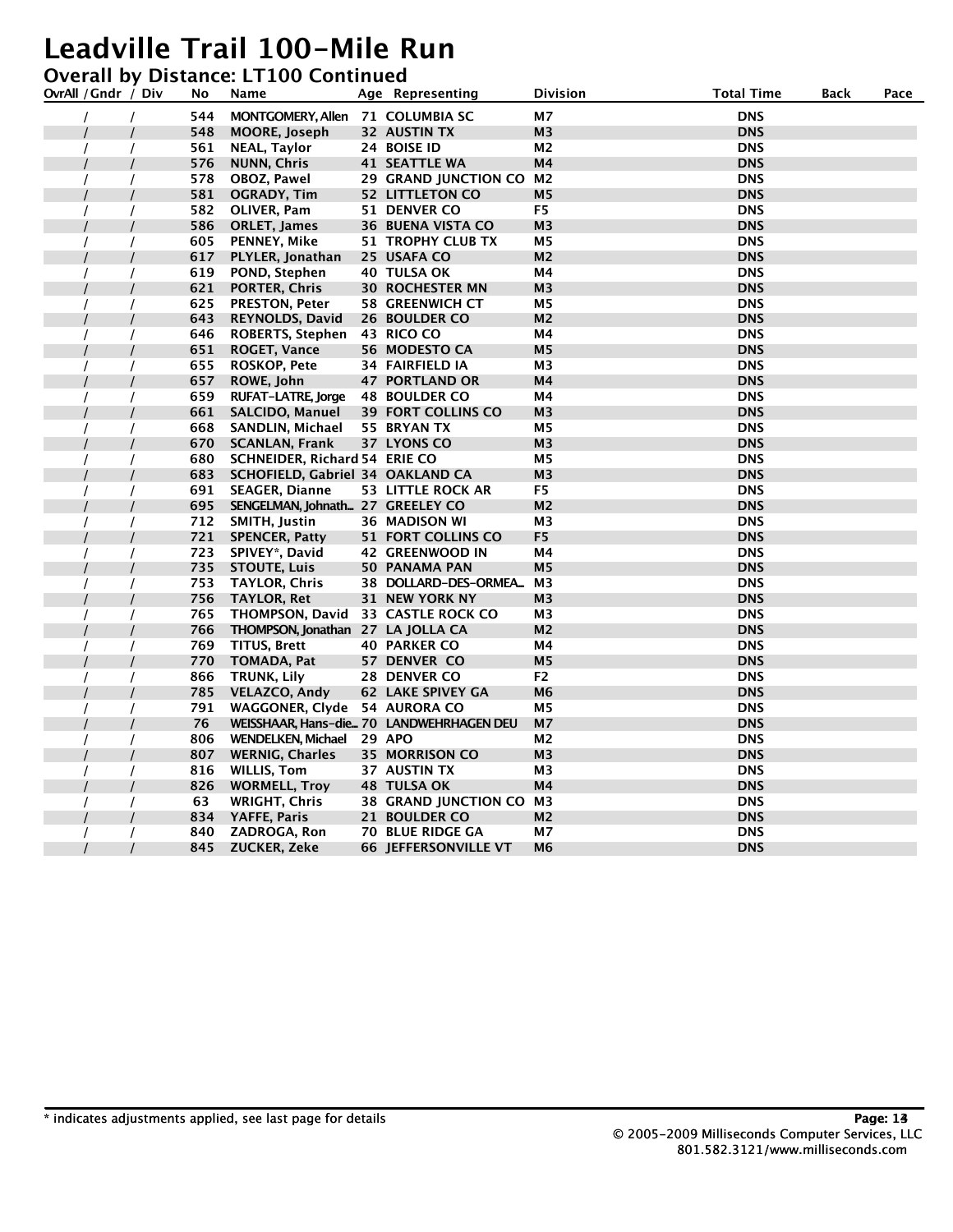# Leadville Trail 100-Mile Run

## Overall by Distance: LT100 Continued

| OvrAll / Gndr / Div | No | Name | Age | Representing | Division | Total Time | Back | Pace |
|---|---|---|---|---|---|---|---|---|
| / / | 544 | MONTGOMERY, Allen | 71 | COLUMBIA SC | M7 | DNS | | |
| / / | 548 | MOORE, Joseph | 32 | AUSTIN TX | M3 | DNS | | |
| / / | 561 | NEAL, Taylor | 24 | BOISE ID | M2 | DNS | | |
| / / | 576 | NUNN, Chris | 41 | SEATTLE WA | M4 | DNS | | |
| / / | 578 | OBOZ, Pawel | 29 | GRAND JUNCTION CO | M2 | DNS | | |
| / / | 581 | OGRADY, Tim | 52 | LITTLETON CO | M5 | DNS | | |
| / / | 582 | OLIVER, Pam | 51 | DENVER CO | F5 | DNS | | |
| / / | 586 | ORLET, James | 36 | BUENA VISTA CO | M3 | DNS | | |
| / / | 605 | PENNEY, Mike | 51 | TROPHY CLUB TX | M5 | DNS | | |
| / / | 617 | PLYLER, Jonathan | 25 | USAFA CO | M2 | DNS | | |
| / / | 619 | POND, Stephen | 40 | TULSA OK | M4 | DNS | | |
| / / | 621 | PORTER, Chris | 30 | ROCHESTER MN | M3 | DNS | | |
| / / | 625 | PRESTON, Peter | 58 | GREENWICH CT | M5 | DNS | | |
| / / | 643 | REYNOLDS, David | 26 | BOULDER CO | M2 | DNS | | |
| / / | 646 | ROBERTS, Stephen | 43 | RICO CO | M4 | DNS | | |
| / / | 651 | ROGET, Vance | 56 | MODESTO CA | M5 | DNS | | |
| / / | 655 | ROSKOP, Pete | 34 | FAIRFIELD IA | M3 | DNS | | |
| / / | 657 | ROWE, John | 47 | PORTLAND OR | M4 | DNS | | |
| / / | 659 | RUFAT-LATRE, Jorge | 48 | BOULDER CO | M4 | DNS | | |
| / / | 661 | SALCIDO, Manuel | 39 | FORT COLLINS CO | M3 | DNS | | |
| / / | 668 | SANDLIN, Michael | 55 | BRYAN TX | M5 | DNS | | |
| / / | 670 | SCANLAN, Frank | 37 | LYONS CO | M3 | DNS | | |
| / / | 680 | SCHNEIDER, Richard | 54 | ERIE CO | M5 | DNS | | |
| / / | 683 | SCHOFIELD, Gabriel | 34 | OAKLAND CA | M3 | DNS | | |
| / / | 691 | SEAGER, Dianne | 53 | LITTLE ROCK AR | F5 | DNS | | |
| / / | 695 | SENGELMAN, Johnath... | 27 | GREELEY CO | M2 | DNS | | |
| / / | 712 | SMITH, Justin | 36 | MADISON WI | M3 | DNS | | |
| / / | 721 | SPENCER, Patty | 51 | FORT COLLINS CO | F5 | DNS | | |
| / / | 723 | SPIVEY*, David | 42 | GREENWOOD IN | M4 | DNS | | |
| / / | 735 | STOUTE, Luis | 50 | PANAMA PAN | M5 | DNS | | |
| / / | 753 | TAYLOR, Chris | 38 | DOLLARD-DES-ORMEA... | M3 | DNS | | |
| / / | 756 | TAYLOR, Ret | 31 | NEW YORK NY | M3 | DNS | | |
| / / | 765 | THOMPSON, David | 33 | CASTLE ROCK CO | M3 | DNS | | |
| / / | 766 | THOMPSON, Jonathan | 27 | LA JOLLA CA | M2 | DNS | | |
| / / | 769 | TITUS, Brett | 40 | PARKER CO | M4 | DNS | | |
| / / | 770 | TOMADA, Pat | 57 | DENVER CO | M5 | DNS | | |
| / / | 866 | TRUNK, Lily | 28 | DENVER CO | F2 | DNS | | |
| / / | 785 | VELAZCO, Andy | 62 | LAKE SPIVEY GA | M6 | DNS | | |
| / / | 791 | WAGGONER, Clyde | 54 | AURORA CO | M5 | DNS | | |
| / / | 76 | WEISSHAAR, Hans-die... | 70 | LANDWEHRHAGEN DEU | M7 | DNS | | |
| / / | 806 | WENDELKEN, Michael | 29 | APO | M2 | DNS | | |
| / / | 807 | WERNIG, Charles | 35 | MORRISON CO | M3 | DNS | | |
| / / | 816 | WILLIS, Tom | 37 | AUSTIN TX | M3 | DNS | | |
| / / | 826 | WORMELL, Troy | 48 | TULSA OK | M4 | DNS | | |
| / / | 63 | WRIGHT, Chris | 38 | GRAND JUNCTION CO | M3 | DNS | | |
| / / | 834 | YAFFE, Paris | 21 | BOULDER CO | M2 | DNS | | |
| / / | 840 | ZADROGA, Ron | 70 | BLUE RIDGE GA | M7 | DNS | | |
| / / | 845 | ZUCKER, Zeke | 66 | JEFFERSONVILLE VT | M6 | DNS | | |

* indicates adjustments applied, see last page for details

© 2005-2009 Milliseconds Computer Services, LLC
801.582.3121/www.milliseconds.com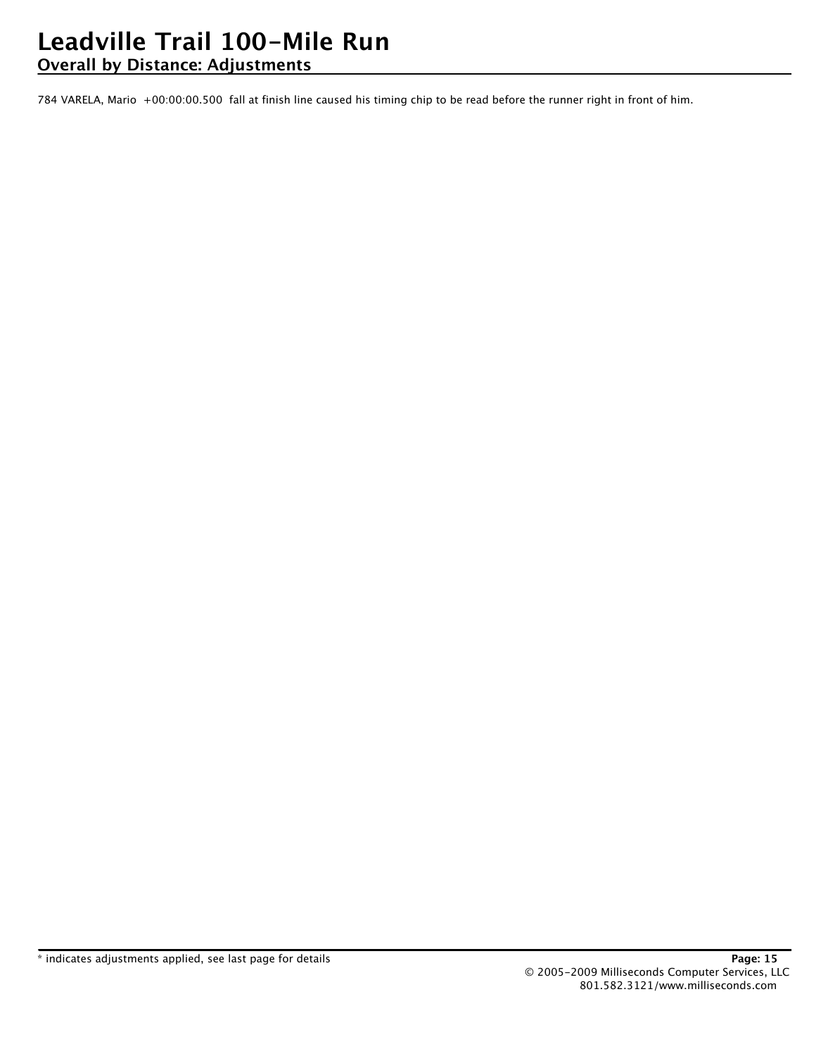# Leadville Trail 100-Mile Run

## Overall by Distance: Adjustments

784 VARELA, Mario +00:00:00.500 fall at finish line caused his timing chip to be read before the runner right in front of him.